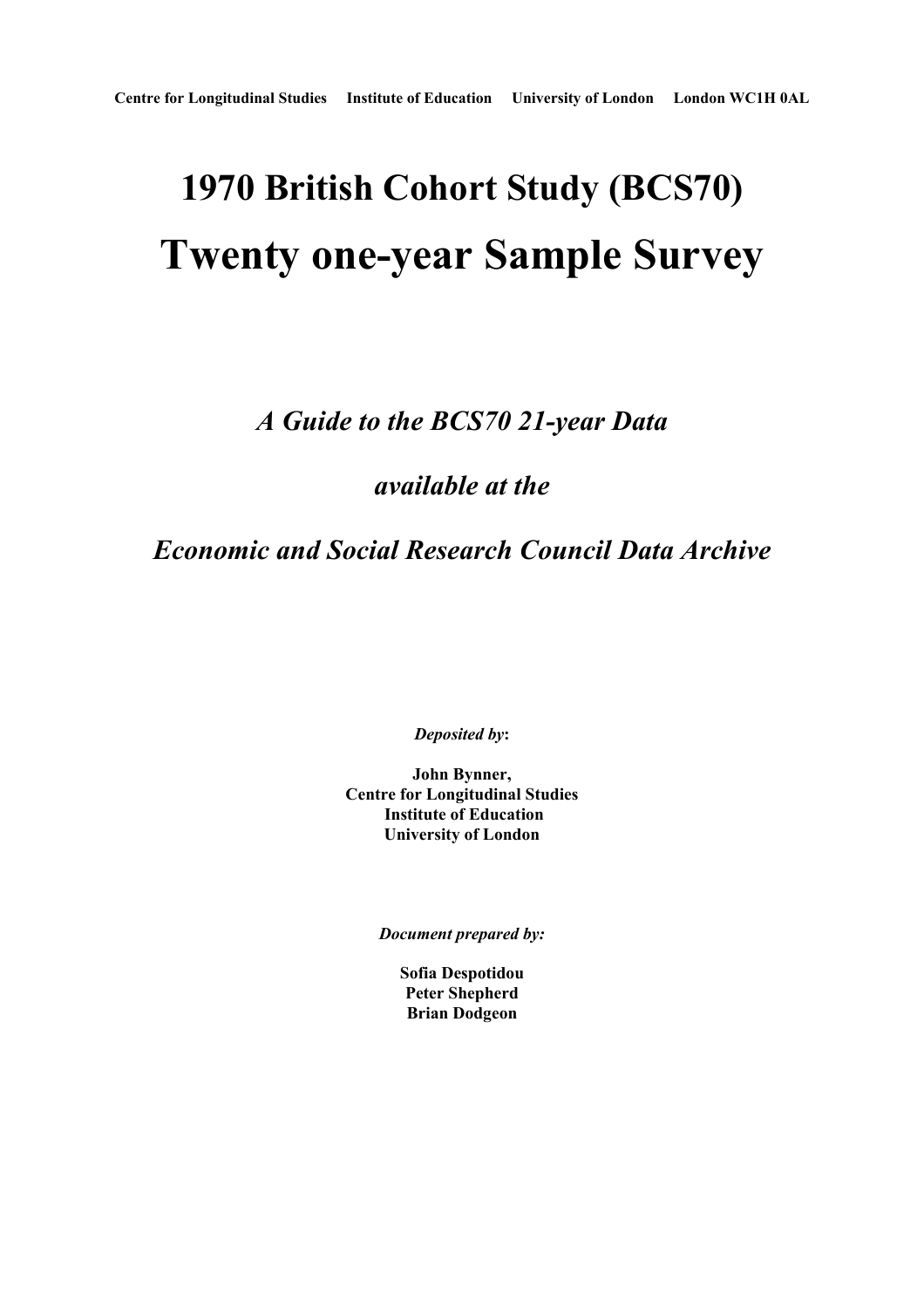**Centre for Longitudinal Studies Institute of Education University of London London WC1H 0AL**

# 1970 British Cohort Study (BCS70)

# Twenty one-year Sample Survey

## *A Guide to the BCS70 21-year Data*

## *available at the*

## *Economic and Social Research Council Data Archive*

***Deposited by*:**

**John Bynner,**
**Centre for Longitudinal Studies**
**Institute of Education**
**University of London**

***Document prepared by:***

**Sofia Despotidou**
**Peter Shepherd**
**Brian Dodgeon**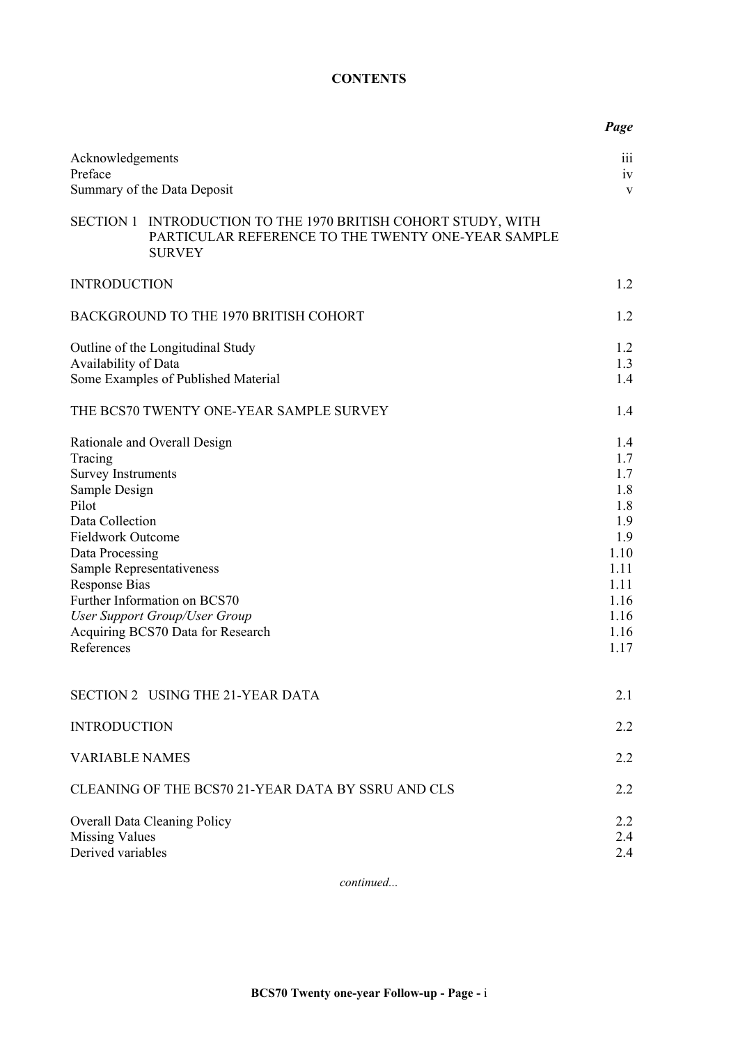**CONTENTS**

| | *Page* |
|---|---|
| Acknowledgements | iii |
| Preface | iv |
| Summary of the Data Deposit | v |
| SECTION 1 INTRODUCTION TO THE 1970 BRITISH COHORT STUDY, WITH PARTICULAR REFERENCE TO THE TWENTY ONE-YEAR SAMPLE SURVEY | |
| INTRODUCTION | 1.2 |
| BACKGROUND TO THE 1970 BRITISH COHORT | 1.2 |
| Outline of the Longitudinal Study | 1.2 |
| Availability of Data | 1.3 |
| Some Examples of Published Material | 1.4 |
| THE BCS70 TWENTY ONE-YEAR SAMPLE SURVEY | 1.4 |
| Rationale and Overall Design | 1.4 |
| Tracing | 1.7 |
| Survey Instruments | 1.7 |
| Sample Design | 1.8 |
| Pilot | 1.8 |
| Data Collection | 1.9 |
| Fieldwork Outcome | 1.9 |
| Data Processing | 1.10 |
| Sample Representativeness | 1.11 |
| Response Bias | 1.11 |
| Further Information on BCS70 | 1.16 |
| *User Support Group/User Group* | 1.16 |
| Acquiring BCS70 Data for Research | 1.16 |
| References | 1.17 |
| SECTION 2 USING THE 21-YEAR DATA | 2.1 |
| INTRODUCTION | 2.2 |
| VARIABLE NAMES | 2.2 |
| CLEANING OF THE BCS70 21-YEAR DATA BY SSRU AND CLS | 2.2 |
| Overall Data Cleaning Policy | 2.2 |
| Missing Values | 2.4 |
| Derived variables | 2.4 |

*continued...*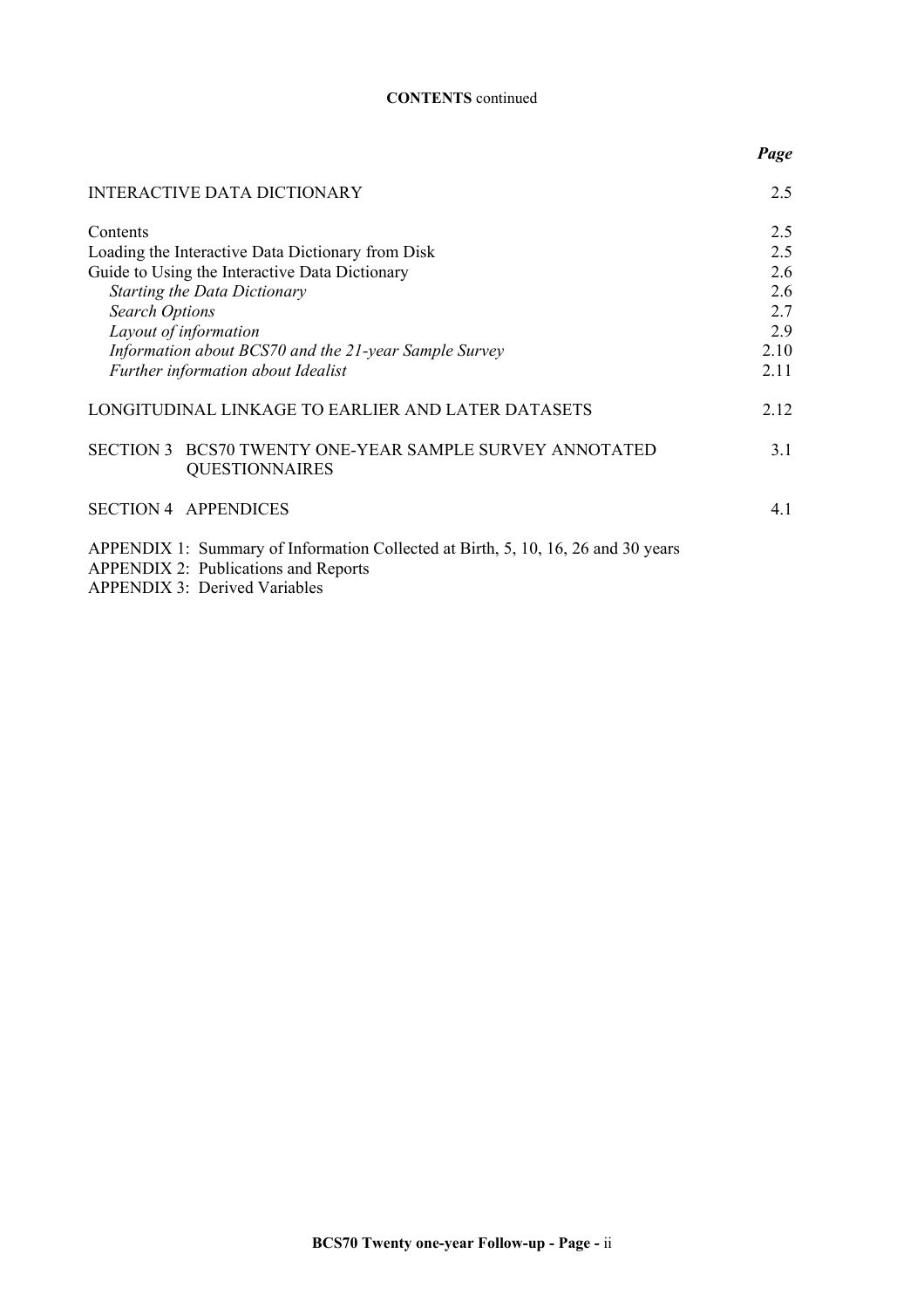**CONTENTS** continued

| | *Page* |
|---|---|
| INTERACTIVE DATA DICTIONARY | 2.5 |
| Contents | 2.5 |
| Loading the Interactive Data Dictionary from Disk | 2.5 |
| Guide to Using the Interactive Data Dictionary | 2.6 |
| *Starting the Data Dictionary* | 2.6 |
| *Search Options* | 2.7 |
| *Layout of information* | 2.9 |
| *Information about BCS70 and the 21-year Sample Survey* | 2.10 |
| *Further information about Idealist* | 2.11 |
| LONGITUDINAL LINKAGE TO EARLIER AND LATER DATASETS | 2.12 |
| SECTION 3 BCS70 TWENTY ONE-YEAR SAMPLE SURVEY ANNOTATED QUESTIONNAIRES | 3.1 |
| SECTION 4 APPENDICES | 4.1 |

APPENDIX 1: Summary of Information Collected at Birth, 5, 10, 16, 26 and 30 years
APPENDIX 2: Publications and Reports
APPENDIX 3: Derived Variables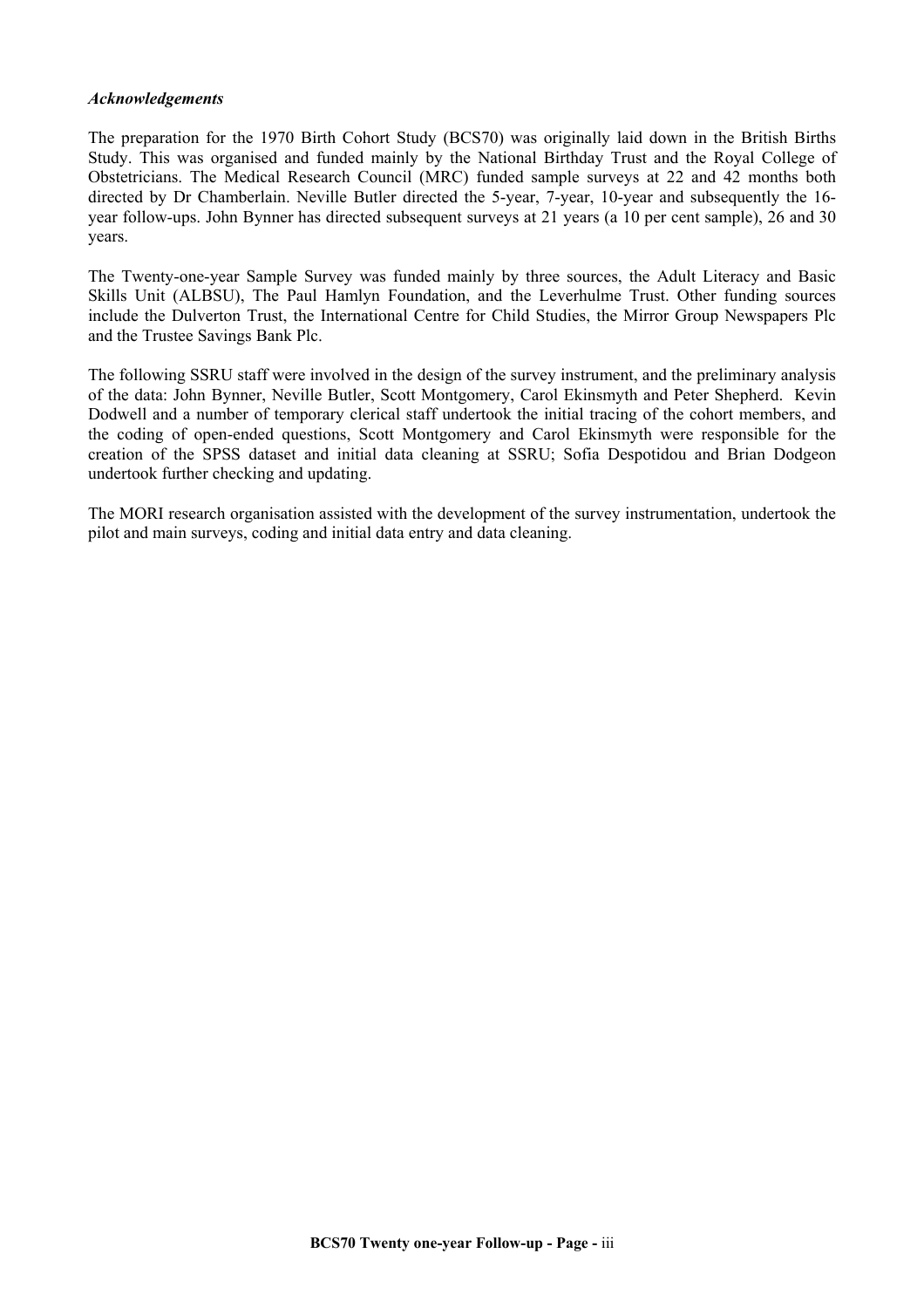*Acknowledgements*

The preparation for the 1970 Birth Cohort Study (BCS70) was originally laid down in the British Births Study. This was organised and funded mainly by the National Birthday Trust and the Royal College of Obstetricians. The Medical Research Council (MRC) funded sample surveys at 22 and 42 months both directed by Dr Chamberlain. Neville Butler directed the 5-year, 7-year, 10-year and subsequently the 16-year follow-ups. John Bynner has directed subsequent surveys at 21 years (a 10 per cent sample), 26 and 30 years.

The Twenty-one-year Sample Survey was funded mainly by three sources, the Adult Literacy and Basic Skills Unit (ALBSU), The Paul Hamlyn Foundation, and the Leverhulme Trust. Other funding sources include the Dulverton Trust, the International Centre for Child Studies, the Mirror Group Newspapers Plc and the Trustee Savings Bank Plc.

The following SSRU staff were involved in the design of the survey instrument, and the preliminary analysis of the data: John Bynner, Neville Butler, Scott Montgomery, Carol Ekinsmyth and Peter Shepherd. Kevin Dodwell and a number of temporary clerical staff undertook the initial tracing of the cohort members, and the coding of open-ended questions, Scott Montgomery and Carol Ekinsmyth were responsible for the creation of the SPSS dataset and initial data cleaning at SSRU; Sofia Despotidou and Brian Dodgeon undertook further checking and updating.

The MORI research organisation assisted with the development of the survey instrumentation, undertook the pilot and main surveys, coding and initial data entry and data cleaning.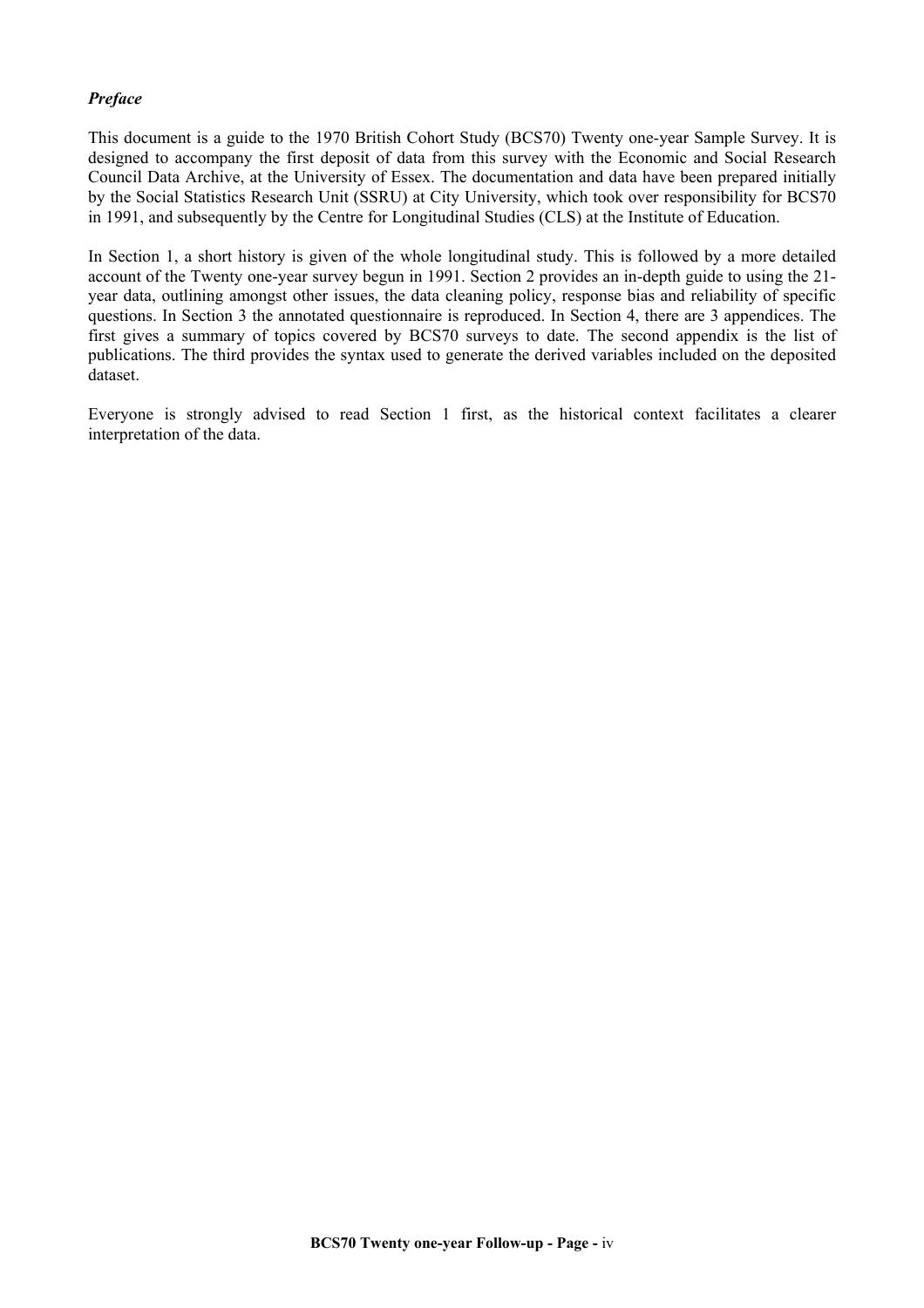### *Preface*

This document is a guide to the 1970 British Cohort Study (BCS70) Twenty one-year Sample Survey. It is designed to accompany the first deposit of data from this survey with the Economic and Social Research Council Data Archive, at the University of Essex. The documentation and data have been prepared initially by the Social Statistics Research Unit (SSRU) at City University, which took over responsibility for BCS70 in 1991, and subsequently by the Centre for Longitudinal Studies (CLS) at the Institute of Education.

In Section 1, a short history is given of the whole longitudinal study. This is followed by a more detailed account of the Twenty one-year survey begun in 1991. Section 2 provides an in-depth guide to using the 21-year data, outlining amongst other issues, the data cleaning policy, response bias and reliability of specific questions. In Section 3 the annotated questionnaire is reproduced. In Section 4, there are 3 appendices. The first gives a summary of topics covered by BCS70 surveys to date. The second appendix is the list of publications. The third provides the syntax used to generate the derived variables included on the deposited dataset.

Everyone is strongly advised to read Section 1 first, as the historical context facilitates a clearer interpretation of the data.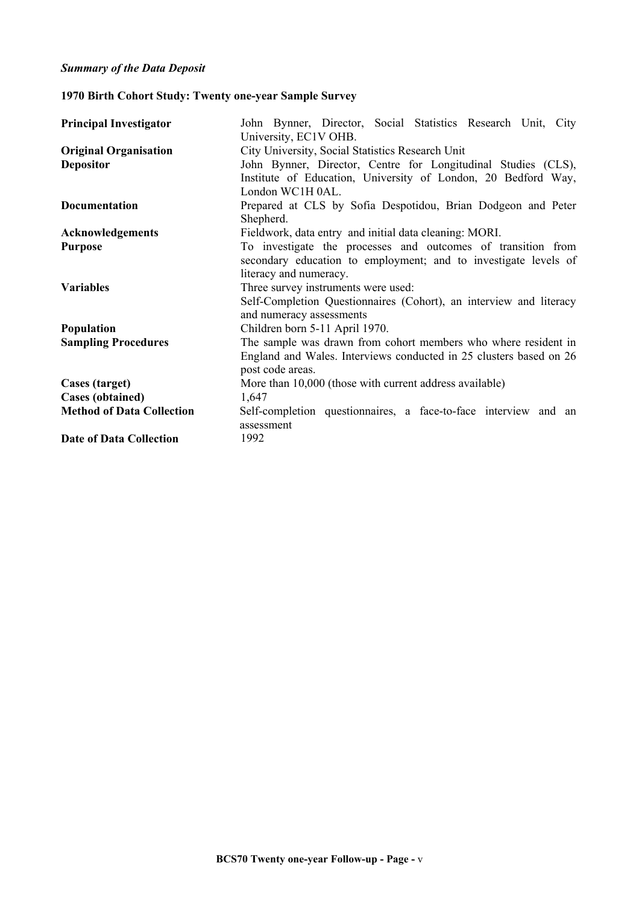*Summary of the Data Deposit*

**1970 Birth Cohort Study: Twenty one-year Sample Survey**

| | |
|---|---|
| **Principal Investigator** | John Bynner, Director, Social Statistics Research Unit, City University, EC1V OHB. |
| **Original Organisation** | City University, Social Statistics Research Unit |
| **Depositor** | John Bynner, Director, Centre for Longitudinal Studies (CLS), Institute of Education, University of London, 20 Bedford Way, London WC1H 0AL. |
| **Documentation** | Prepared at CLS by Sofia Despotidou, Brian Dodgeon and Peter Shepherd. |
| **Acknowledgements** | Fieldwork, data entry and initial data cleaning: MORI. |
| **Purpose** | To investigate the processes and outcomes of transition from secondary education to employment; and to investigate levels of literacy and numeracy. |
| **Variables** | Three survey instruments were used: Self-Completion Questionnaires (Cohort), an interview and literacy and numeracy assessments |
| **Population** | Children born 5-11 April 1970. |
| **Sampling Procedures** | The sample was drawn from cohort members who where resident in England and Wales. Interviews conducted in 25 clusters based on 26 post code areas. |
| **Cases (target)** | More than 10,000 (those with current address available) |
| **Cases (obtained)** | 1,647 |
| **Method of Data Collection** | Self-completion questionnaires, a face-to-face interview and an assessment |
| **Date of Data Collection** | 1992 |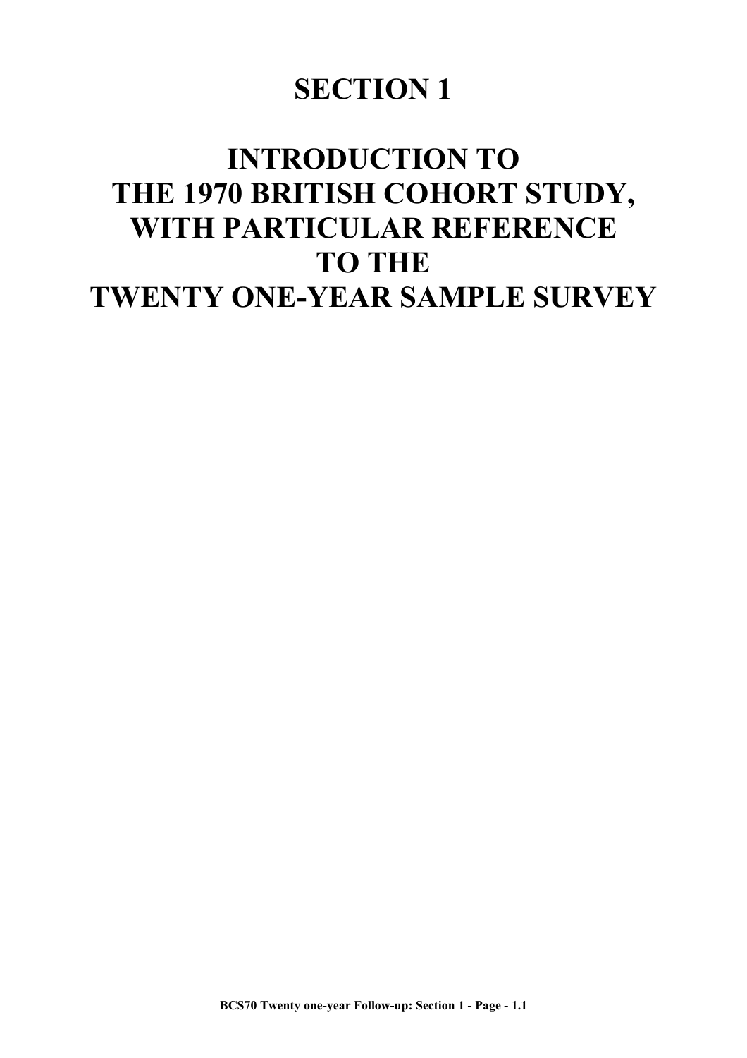# SECTION 1

# INTRODUCTION TO THE 1970 BRITISH COHORT STUDY, WITH PARTICULAR REFERENCE TO THE TWENTY ONE-YEAR SAMPLE SURVEY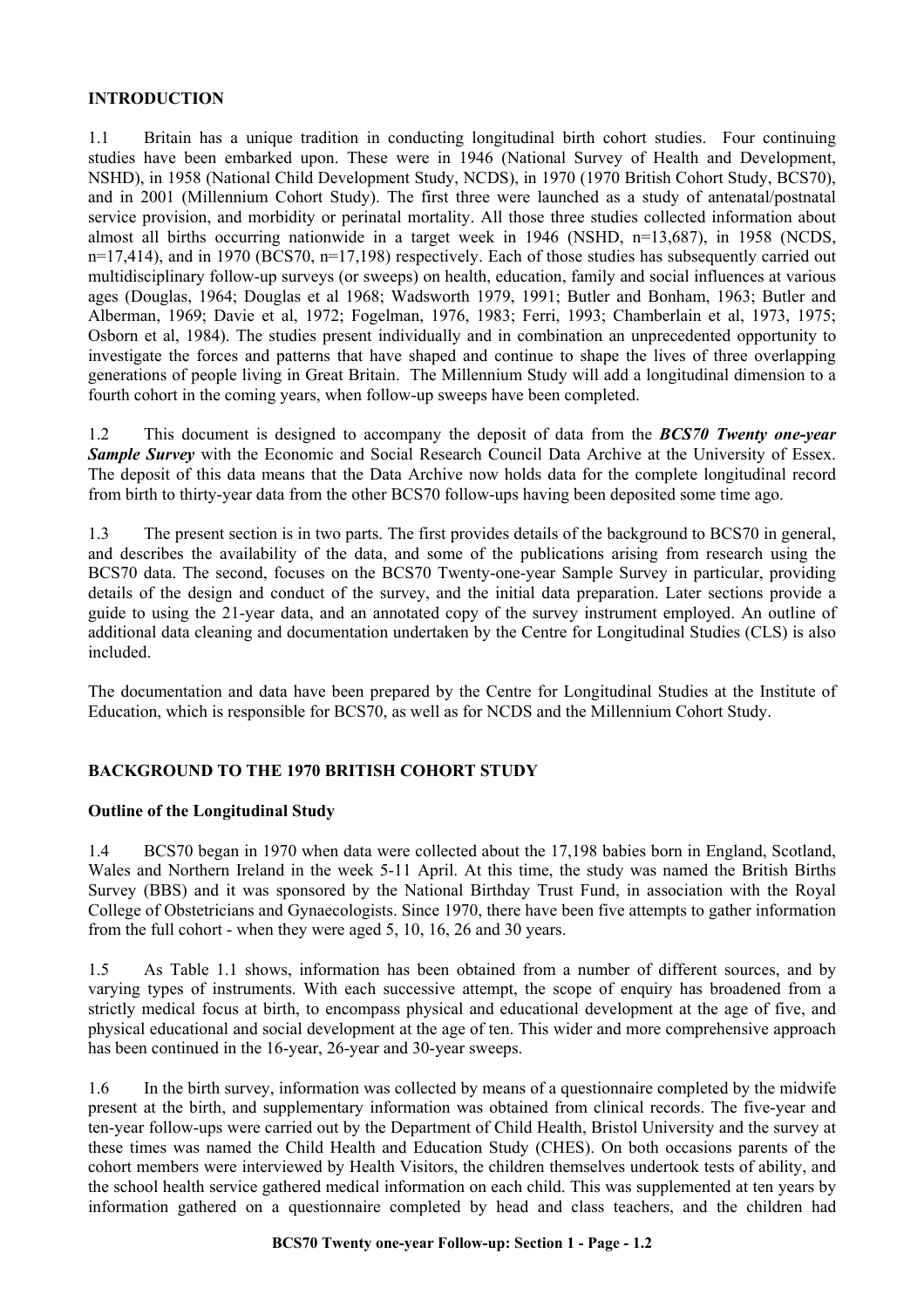## INTRODUCTION

1.1 Britain has a unique tradition in conducting longitudinal birth cohort studies. Four continuing studies have been embarked upon. These were in 1946 (National Survey of Health and Development, NSHD), in 1958 (National Child Development Study, NCDS), in 1970 (1970 British Cohort Study, BCS70), and in 2001 (Millennium Cohort Study). The first three were launched as a study of antenatal/postnatal service provision, and morbidity or perinatal mortality. All those three studies collected information about almost all births occurring nationwide in a target week in 1946 (NSHD, n=13,687), in 1958 (NCDS, n=17,414), and in 1970 (BCS70, n=17,198) respectively. Each of those studies has subsequently carried out multidisciplinary follow-up surveys (or sweeps) on health, education, family and social influences at various ages (Douglas, 1964; Douglas et al 1968; Wadsworth 1979, 1991; Butler and Bonham, 1963; Butler and Alberman, 1969; Davie et al, 1972; Fogelman, 1976, 1983; Ferri, 1993; Chamberlain et al, 1973, 1975; Osborn et al, 1984). The studies present individually and in combination an unprecedented opportunity to investigate the forces and patterns that have shaped and continue to shape the lives of three overlapping generations of people living in Great Britain. The Millennium Study will add a longitudinal dimension to a fourth cohort in the coming years, when follow-up sweeps have been completed.

1.2 This document is designed to accompany the deposit of data from the ***BCS70 Twenty one-year Sample Survey*** with the Economic and Social Research Council Data Archive at the University of Essex. The deposit of this data means that the Data Archive now holds data for the complete longitudinal record from birth to thirty-year data from the other BCS70 follow-ups having been deposited some time ago.

1.3 The present section is in two parts. The first provides details of the background to BCS70 in general, and describes the availability of the data, and some of the publications arising from research using the BCS70 data. The second, focuses on the BCS70 Twenty-one-year Sample Survey in particular, providing details of the design and conduct of the survey, and the initial data preparation. Later sections provide a guide to using the 21-year data, and an annotated copy of the survey instrument employed. An outline of additional data cleaning and documentation undertaken by the Centre for Longitudinal Studies (CLS) is also included.

The documentation and data have been prepared by the Centre for Longitudinal Studies at the Institute of Education, which is responsible for BCS70, as well as for NCDS and the Millennium Cohort Study.

## BACKGROUND TO THE 1970 BRITISH COHORT STUDY

### Outline of the Longitudinal Study

1.4 BCS70 began in 1970 when data were collected about the 17,198 babies born in England, Scotland, Wales and Northern Ireland in the week 5-11 April. At this time, the study was named the British Births Survey (BBS) and it was sponsored by the National Birthday Trust Fund, in association with the Royal College of Obstetricians and Gynaecologists. Since 1970, there have been five attempts to gather information from the full cohort - when they were aged 5, 10, 16, 26 and 30 years.

1.5 As Table 1.1 shows, information has been obtained from a number of different sources, and by varying types of instruments. With each successive attempt, the scope of enquiry has broadened from a strictly medical focus at birth, to encompass physical and educational development at the age of five, and physical educational and social development at the age of ten. This wider and more comprehensive approach has been continued in the 16-year, 26-year and 30-year sweeps.

1.6 In the birth survey, information was collected by means of a questionnaire completed by the midwife present at the birth, and supplementary information was obtained from clinical records. The five-year and ten-year follow-ups were carried out by the Department of Child Health, Bristol University and the survey at these times was named the Child Health and Education Study (CHES). On both occasions parents of the cohort members were interviewed by Health Visitors, the children themselves undertook tests of ability, and the school health service gathered medical information on each child. This was supplemented at ten years by information gathered on a questionnaire completed by head and class teachers, and the children had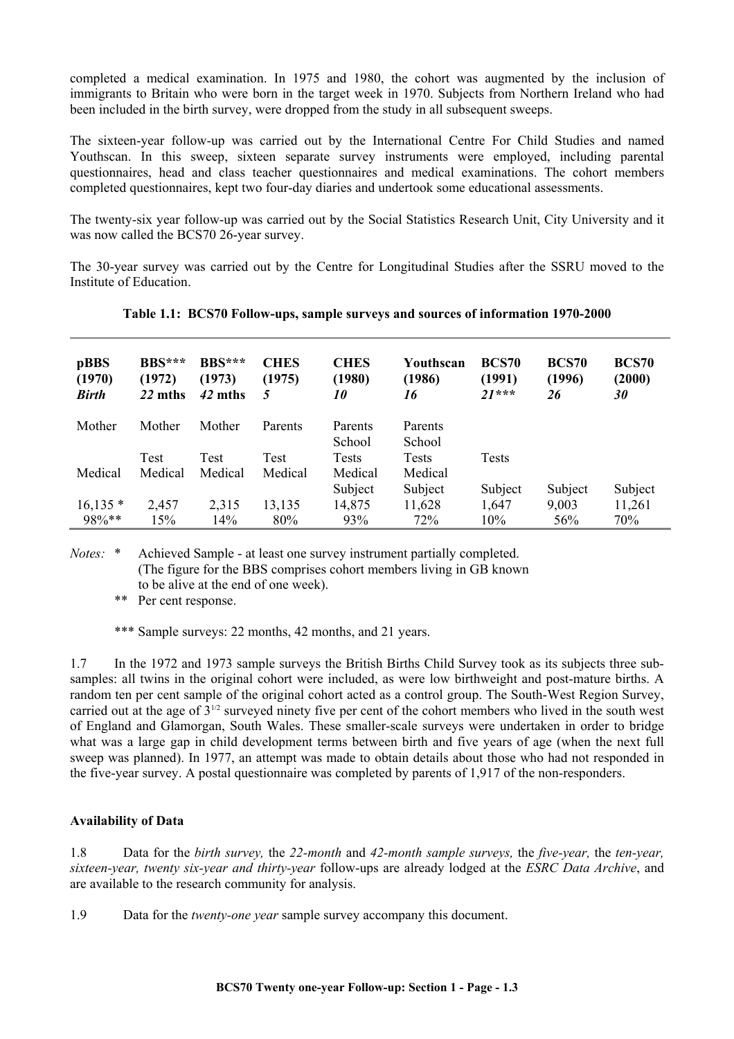completed a medical examination. In 1975 and 1980, the cohort was augmented by the inclusion of immigrants to Britain who were born in the target week in 1970. Subjects from Northern Ireland who had been included in the birth survey, were dropped from the study in all subsequent sweeps.

The sixteen-year follow-up was carried out by the International Centre For Child Studies and named Youthscan. In this sweep, sixteen separate survey instruments were employed, including parental questionnaires, head and class teacher questionnaires and medical examinations. The cohort members completed questionnaires, kept two four-day diaries and undertook some educational assessments.

The twenty-six year follow-up was carried out by the Social Statistics Research Unit, City University and it was now called the BCS70 26-year survey.

The 30-year survey was carried out by the Centre for Longitudinal Studies after the SSRU moved to the Institute of Education.

**Table 1.1: BCS70 Follow-ups, sample surveys and sources of information 1970-2000**

| **pBBS (1970)** ***Birth*** | **BBS*** (1972)** ***22* mths** | **BBS*** (1973)** ***42* mths** | **CHES (1975)** ***5*** | **CHES (1980)** ***10*** | **Youthscan (1986)** ***16*** | **BCS70 (1991)** ***21**** *** | **BCS70 (1996)** ***26*** | **BCS70 (2000)** ***30*** |
|---|---|---|---|---|---|---|---|---|
| Mother | Mother | Mother | Parents | Parents | Parents | | | |
| | | | | School | School | | | |
| | Test | Test | Test | Tests | Tests | Tests | | |
| Medical | Medical | Medical | Medical | Medical | Medical | | | |
| | | | | Subject | Subject | Subject | Subject | Subject |
| 16,135 * | 2,457 | 2,315 | 13,135 | 14,875 | 11,628 | 1,647 | 9,003 | 11,261 |
| 98%** | 15% | 14% | 80% | 93% | 72% | 10% | 56% | 70% |

*Notes:* \* Achieved Sample - at least one survey instrument partially completed. (The figure for the BBS comprises cohort members living in GB known to be alive at the end of one week).

\*\* Per cent response.

\*\*\* Sample surveys: 22 months, 42 months, and 21 years.

1.7 In the 1972 and 1973 sample surveys the British Births Child Survey took as its subjects three sub-samples: all twins in the original cohort were included, as were low birthweight and post-mature births. A random ten per cent sample of the original cohort acted as a control group. The South-West Region Survey, carried out at the age of $3^{1/2}$ surveyed ninety five per cent of the cohort members who lived in the south west of England and Glamorgan, South Wales. These smaller-scale surveys were undertaken in order to bridge what was a large gap in child development terms between birth and five years of age (when the next full sweep was planned). In 1977, an attempt was made to obtain details about those who had not responded in the five-year survey. A postal questionnaire was completed by parents of 1,917 of the non-responders.

### Availability of Data

1.8 Data for the *birth survey,* the *22-month* and *42-month sample surveys,* the *five-year,* the *ten-year, sixteen-year, twenty six-year and thirty-year* follow-ups are already lodged at the *ESRC Data Archive*, and are available to the research community for analysis.

1.9 Data for the *twenty-one year* sample survey accompany this document.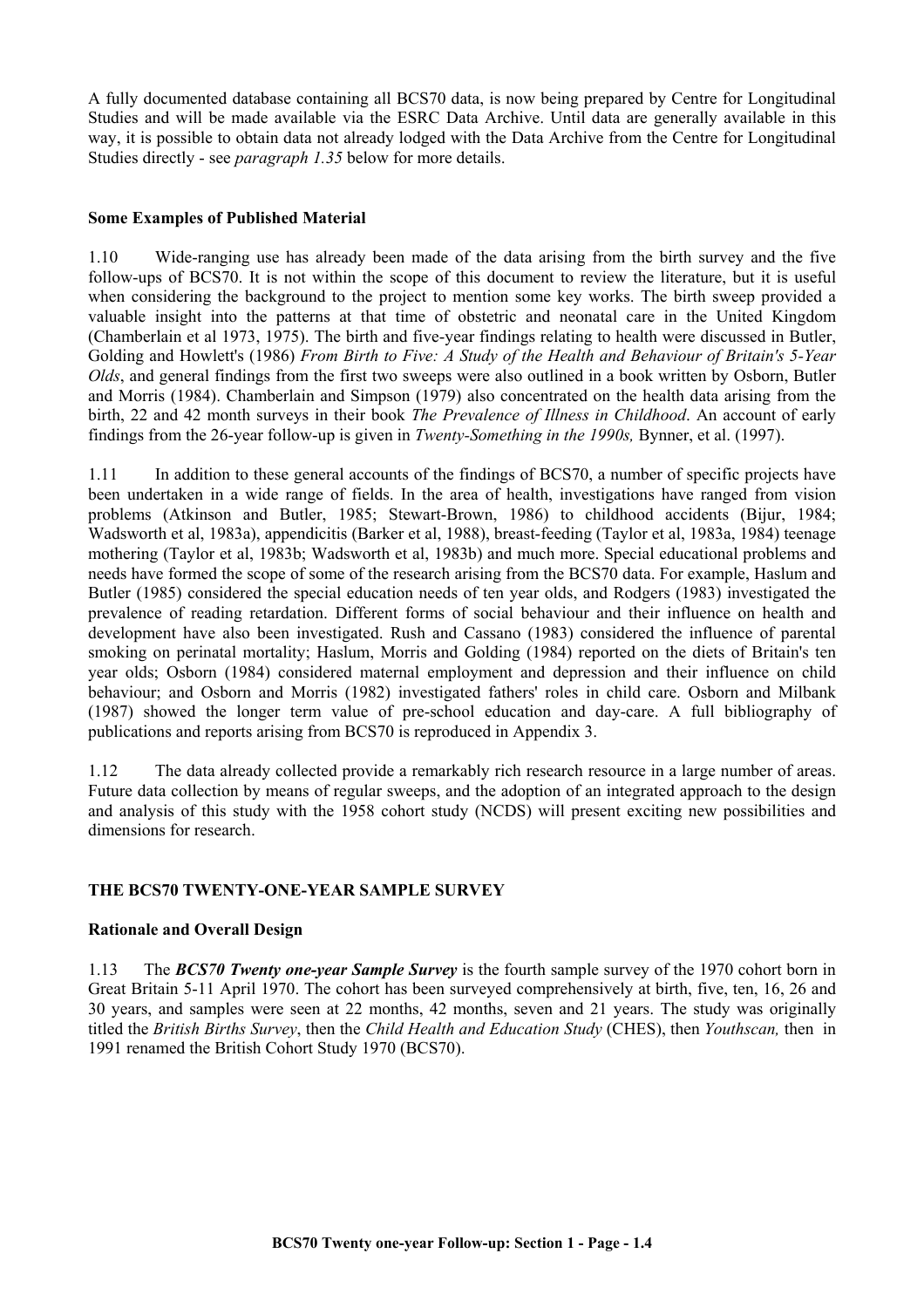A fully documented database containing all BCS70 data, is now being prepared by Centre for Longitudinal Studies and will be made available via the ESRC Data Archive. Until data are generally available in this way, it is possible to obtain data not already lodged with the Data Archive from the Centre for Longitudinal Studies directly - see *paragraph 1.35* below for more details.

### Some Examples of Published Material

1.10 Wide-ranging use has already been made of the data arising from the birth survey and the five follow-ups of BCS70. It is not within the scope of this document to review the literature, but it is useful when considering the background to the project to mention some key works. The birth sweep provided a valuable insight into the patterns at that time of obstetric and neonatal care in the United Kingdom (Chamberlain et al 1973, 1975). The birth and five-year findings relating to health were discussed in Butler, Golding and Howlett's (1986) *From Birth to Five: A Study of the Health and Behaviour of Britain's 5-Year Olds*, and general findings from the first two sweeps were also outlined in a book written by Osborn, Butler and Morris (1984). Chamberlain and Simpson (1979) also concentrated on the health data arising from the birth, 22 and 42 month surveys in their book *The Prevalence of Illness in Childhood*. An account of early findings from the 26-year follow-up is given in *Twenty-Something in the 1990s,* Bynner, et al. (1997).

1.11 In addition to these general accounts of the findings of BCS70, a number of specific projects have been undertaken in a wide range of fields. In the area of health, investigations have ranged from vision problems (Atkinson and Butler, 1985; Stewart-Brown, 1986) to childhood accidents (Bijur, 1984; Wadsworth et al, 1983a), appendicitis (Barker et al, 1988), breast-feeding (Taylor et al, 1983a, 1984) teenage mothering (Taylor et al, 1983b; Wadsworth et al, 1983b) and much more. Special educational problems and needs have formed the scope of some of the research arising from the BCS70 data. For example, Haslum and Butler (1985) considered the special education needs of ten year olds, and Rodgers (1983) investigated the prevalence of reading retardation. Different forms of social behaviour and their influence on health and development have also been investigated. Rush and Cassano (1983) considered the influence of parental smoking on perinatal mortality; Haslum, Morris and Golding (1984) reported on the diets of Britain's ten year olds; Osborn (1984) considered maternal employment and depression and their influence on child behaviour; and Osborn and Morris (1982) investigated fathers' roles in child care. Osborn and Milbank (1987) showed the longer term value of pre-school education and day-care. A full bibliography of publications and reports arising from BCS70 is reproduced in Appendix 3.

1.12 The data already collected provide a remarkably rich research resource in a large number of areas. Future data collection by means of regular sweeps, and the adoption of an integrated approach to the design and analysis of this study with the 1958 cohort study (NCDS) will present exciting new possibilities and dimensions for research.

## THE BCS70 TWENTY-ONE-YEAR SAMPLE SURVEY

### Rationale and Overall Design

1.13 The ***BCS70 Twenty one-year Sample Survey*** is the fourth sample survey of the 1970 cohort born in Great Britain 5-11 April 1970. The cohort has been surveyed comprehensively at birth, five, ten, 16, 26 and 30 years, and samples were seen at 22 months, 42 months, seven and 21 years. The study was originally titled the *British Births Survey*, then the *Child Health and Education Study* (CHES), then *Youthscan,* then in 1991 renamed the British Cohort Study 1970 (BCS70).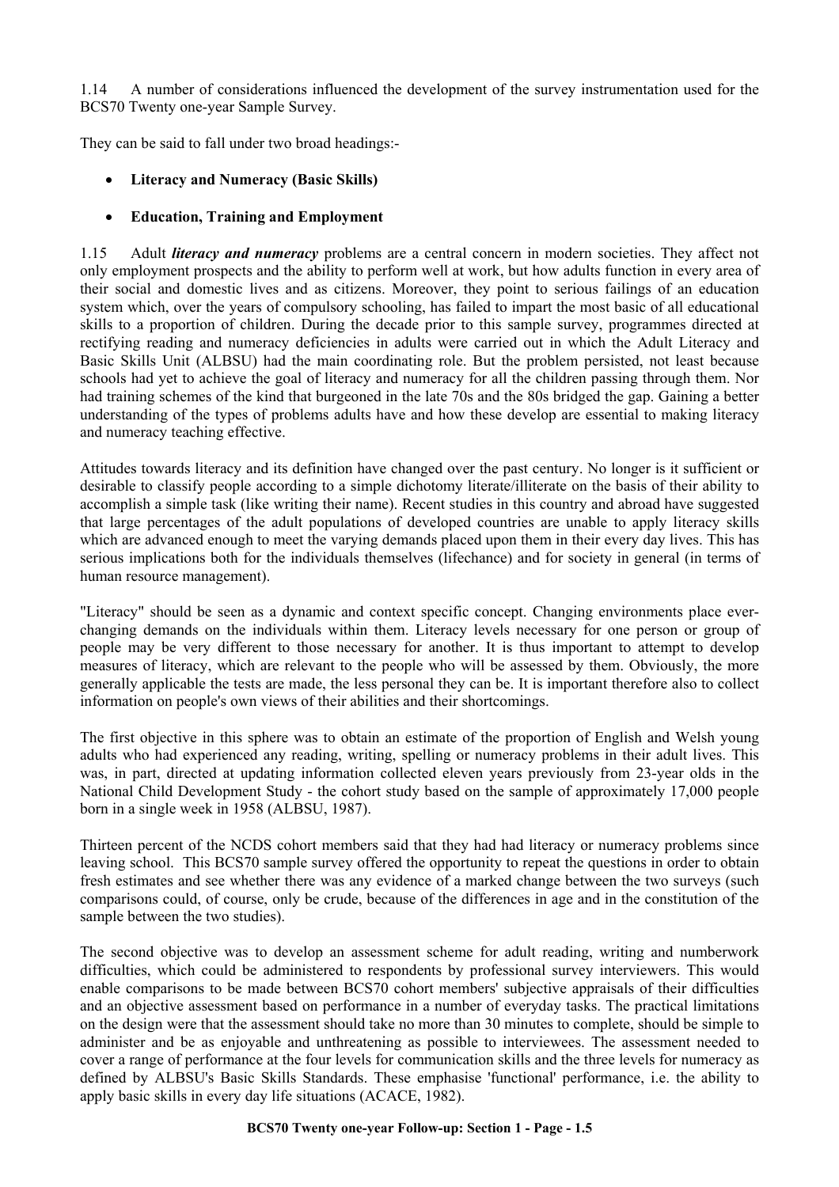1.14 A number of considerations influenced the development of the survey instrumentation used for the BCS70 Twenty one-year Sample Survey.

They can be said to fall under two broad headings:-

- **Literacy and Numeracy (Basic Skills)**
- **Education, Training and Employment**

1.15 Adult ***literacy and numeracy*** problems are a central concern in modern societies. They affect not only employment prospects and the ability to perform well at work, but how adults function in every area of their social and domestic lives and as citizens. Moreover, they point to serious failings of an education system which, over the years of compulsory schooling, has failed to impart the most basic of all educational skills to a proportion of children. During the decade prior to this sample survey, programmes directed at rectifying reading and numeracy deficiencies in adults were carried out in which the Adult Literacy and Basic Skills Unit (ALBSU) had the main coordinating role. But the problem persisted, not least because schools had yet to achieve the goal of literacy and numeracy for all the children passing through them. Nor had training schemes of the kind that burgeoned in the late 70s and the 80s bridged the gap. Gaining a better understanding of the types of problems adults have and how these develop are essential to making literacy and numeracy teaching effective.

Attitudes towards literacy and its definition have changed over the past century. No longer is it sufficient or desirable to classify people according to a simple dichotomy literate/illiterate on the basis of their ability to accomplish a simple task (like writing their name). Recent studies in this country and abroad have suggested that large percentages of the adult populations of developed countries are unable to apply literacy skills which are advanced enough to meet the varying demands placed upon them in their every day lives. This has serious implications both for the individuals themselves (lifechance) and for society in general (in terms of human resource management).

"Literacy" should be seen as a dynamic and context specific concept. Changing environments place ever-changing demands on the individuals within them. Literacy levels necessary for one person or group of people may be very different to those necessary for another. It is thus important to attempt to develop measures of literacy, which are relevant to the people who will be assessed by them. Obviously, the more generally applicable the tests are made, the less personal they can be. It is important therefore also to collect information on people's own views of their abilities and their shortcomings.

The first objective in this sphere was to obtain an estimate of the proportion of English and Welsh young adults who had experienced any reading, writing, spelling or numeracy problems in their adult lives. This was, in part, directed at updating information collected eleven years previously from 23-year olds in the National Child Development Study - the cohort study based on the sample of approximately 17,000 people born in a single week in 1958 (ALBSU, 1987).

Thirteen percent of the NCDS cohort members said that they had had literacy or numeracy problems since leaving school. This BCS70 sample survey offered the opportunity to repeat the questions in order to obtain fresh estimates and see whether there was any evidence of a marked change between the two surveys (such comparisons could, of course, only be crude, because of the differences in age and in the constitution of the sample between the two studies).

The second objective was to develop an assessment scheme for adult reading, writing and numberwork difficulties, which could be administered to respondents by professional survey interviewers. This would enable comparisons to be made between BCS70 cohort members' subjective appraisals of their difficulties and an objective assessment based on performance in a number of everyday tasks. The practical limitations on the design were that the assessment should take no more than 30 minutes to complete, should be simple to administer and be as enjoyable and unthreatening as possible to interviewees. The assessment needed to cover a range of performance at the four levels for communication skills and the three levels for numeracy as defined by ALBSU's Basic Skills Standards. These emphasise 'functional' performance, i.e. the ability to apply basic skills in every day life situations (ACACE, 1982).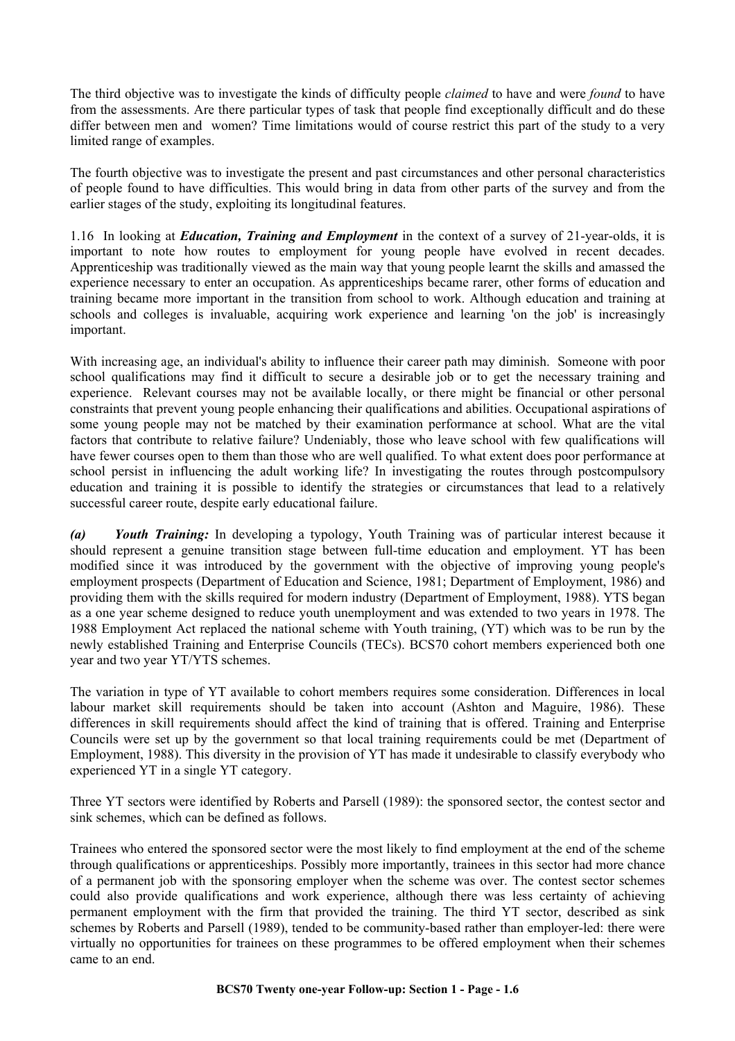The third objective was to investigate the kinds of difficulty people *claimed* to have and were *found* to have from the assessments. Are there particular types of task that people find exceptionally difficult and do these differ between men and women? Time limitations would of course restrict this part of the study to a very limited range of examples.

The fourth objective was to investigate the present and past circumstances and other personal characteristics of people found to have difficulties. This would bring in data from other parts of the survey and from the earlier stages of the study, exploiting its longitudinal features.

1.16 In looking at ***Education, Training and Employment*** in the context of a survey of 21-year-olds, it is important to note how routes to employment for young people have evolved in recent decades. Apprenticeship was traditionally viewed as the main way that young people learnt the skills and amassed the experience necessary to enter an occupation. As apprenticeships became rarer, other forms of education and training became more important in the transition from school to work. Although education and training at schools and colleges is invaluable, acquiring work experience and learning 'on the job' is increasingly important.

With increasing age, an individual's ability to influence their career path may diminish. Someone with poor school qualifications may find it difficult to secure a desirable job or to get the necessary training and experience. Relevant courses may not be available locally, or there might be financial or other personal constraints that prevent young people enhancing their qualifications and abilities. Occupational aspirations of some young people may not be matched by their examination performance at school. What are the vital factors that contribute to relative failure? Undeniably, those who leave school with few qualifications will have fewer courses open to them than those who are well qualified. To what extent does poor performance at school persist in influencing the adult working life? In investigating the routes through postcompulsory education and training it is possible to identify the strategies or circumstances that lead to a relatively successful career route, despite early educational failure.

***(a) Youth Training:*** In developing a typology, Youth Training was of particular interest because it should represent a genuine transition stage between full-time education and employment. YT has been modified since it was introduced by the government with the objective of improving young people's employment prospects (Department of Education and Science, 1981; Department of Employment, 1986) and providing them with the skills required for modern industry (Department of Employment, 1988). YTS began as a one year scheme designed to reduce youth unemployment and was extended to two years in 1978. The 1988 Employment Act replaced the national scheme with Youth training, (YT) which was to be run by the newly established Training and Enterprise Councils (TECs). BCS70 cohort members experienced both one year and two year YT/YTS schemes.

The variation in type of YT available to cohort members requires some consideration. Differences in local labour market skill requirements should be taken into account (Ashton and Maguire, 1986). These differences in skill requirements should affect the kind of training that is offered. Training and Enterprise Councils were set up by the government so that local training requirements could be met (Department of Employment, 1988). This diversity in the provision of YT has made it undesirable to classify everybody who experienced YT in a single YT category.

Three YT sectors were identified by Roberts and Parsell (1989): the sponsored sector, the contest sector and sink schemes, which can be defined as follows.

Trainees who entered the sponsored sector were the most likely to find employment at the end of the scheme through qualifications or apprenticeships. Possibly more importantly, trainees in this sector had more chance of a permanent job with the sponsoring employer when the scheme was over. The contest sector schemes could also provide qualifications and work experience, although there was less certainty of achieving permanent employment with the firm that provided the training. The third YT sector, described as sink schemes by Roberts and Parsell (1989), tended to be community-based rather than employer-led: there were virtually no opportunities for trainees on these programmes to be offered employment when their schemes came to an end.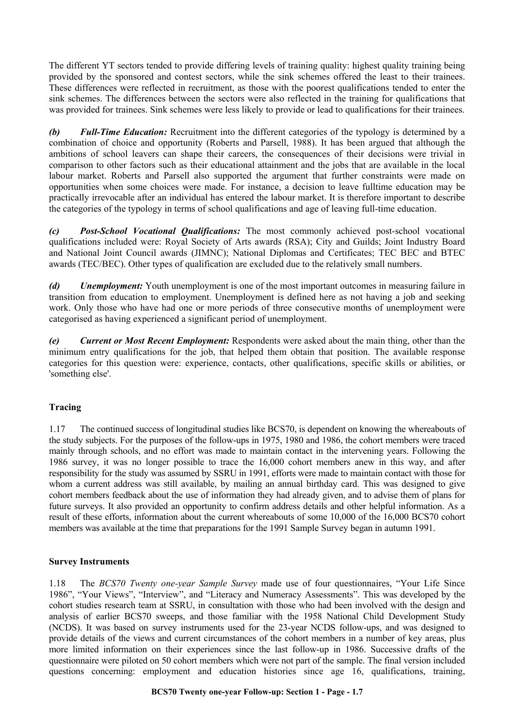The different YT sectors tended to provide differing levels of training quality: highest quality training being provided by the sponsored and contest sectors, while the sink schemes offered the least to their trainees. These differences were reflected in recruitment, as those with the poorest qualifications tended to enter the sink schemes. The differences between the sectors were also reflected in the training for qualifications that was provided for trainees. Sink schemes were less likely to provide or lead to qualifications for their trainees.

***(b) Full-Time Education:*** Recruitment into the different categories of the typology is determined by a combination of choice and opportunity (Roberts and Parsell, 1988). It has been argued that although the ambitions of school leavers can shape their careers, the consequences of their decisions were trivial in comparison to other factors such as their educational attainment and the jobs that are available in the local labour market. Roberts and Parsell also supported the argument that further constraints were made on opportunities when some choices were made. For instance, a decision to leave fulltime education may be practically irrevocable after an individual has entered the labour market. It is therefore important to describe the categories of the typology in terms of school qualifications and age of leaving full-time education.

***(c) Post-School Vocational Qualifications:*** The most commonly achieved post-school vocational qualifications included were: Royal Society of Arts awards (RSA); City and Guilds; Joint Industry Board and National Joint Council awards (JIMNC); National Diplomas and Certificates; TEC BEC and BTEC awards (TEC/BEC). Other types of qualification are excluded due to the relatively small numbers.

***(d) Unemployment:*** Youth unemployment is one of the most important outcomes in measuring failure in transition from education to employment. Unemployment is defined here as not having a job and seeking work. Only those who have had one or more periods of three consecutive months of unemployment were categorised as having experienced a significant period of unemployment.

***(e) Current or Most Recent Employment:*** Respondents were asked about the main thing, other than the minimum entry qualifications for the job, that helped them obtain that position. The available response categories for this question were: experience, contacts, other qualifications, specific skills or abilities, or 'something else'.

## Tracing

1.17 The continued success of longitudinal studies like BCS70, is dependent on knowing the whereabouts of the study subjects. For the purposes of the follow-ups in 1975, 1980 and 1986, the cohort members were traced mainly through schools, and no effort was made to maintain contact in the intervening years. Following the 1986 survey, it was no longer possible to trace the 16,000 cohort members anew in this way, and after responsibility for the study was assumed by SSRU in 1991, efforts were made to maintain contact with those for whom a current address was still available, by mailing an annual birthday card. This was designed to give cohort members feedback about the use of information they had already given, and to advise them of plans for future surveys. It also provided an opportunity to confirm address details and other helpful information. As a result of these efforts, information about the current whereabouts of some 10,000 of the 16,000 BCS70 cohort members was available at the time that preparations for the 1991 Sample Survey began in autumn 1991.

## Survey Instruments

1.18 The *BCS70 Twenty one-year Sample Survey* made use of four questionnaires, “Your Life Since 1986”, “Your Views”, “Interview”, and “Literacy and Numeracy Assessments”. This was developed by the cohort studies research team at SSRU, in consultation with those who had been involved with the design and analysis of earlier BCS70 sweeps, and those familiar with the 1958 National Child Development Study (NCDS). It was based on survey instruments used for the 23-year NCDS follow-ups, and was designed to provide details of the views and current circumstances of the cohort members in a number of key areas, plus more limited information on their experiences since the last follow-up in 1986. Successive drafts of the questionnaire were piloted on 50 cohort members which were not part of the sample. The final version included questions concerning: employment and education histories since age 16, qualifications, training,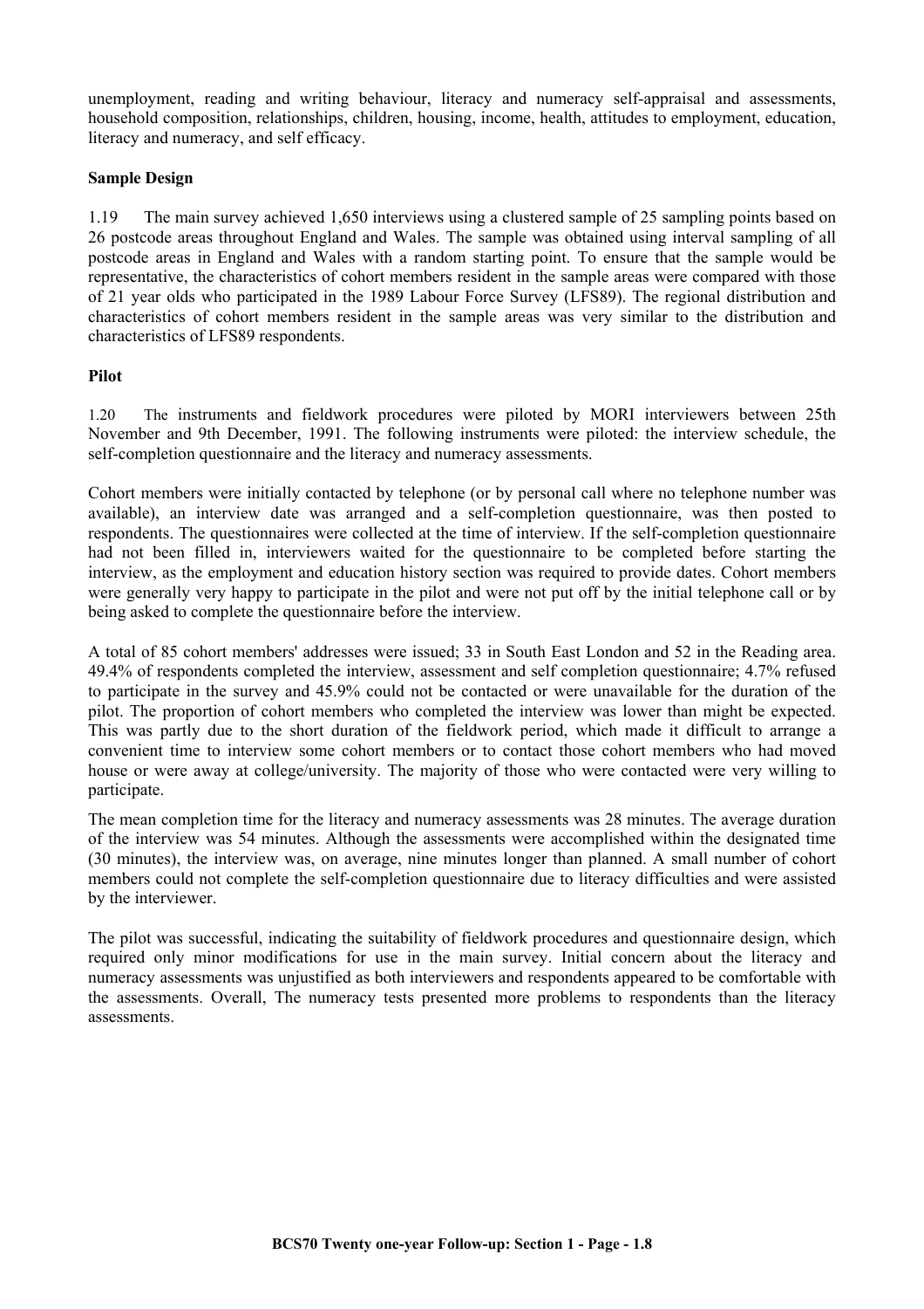unemployment, reading and writing behaviour, literacy and numeracy self-appraisal and assessments, household composition, relationships, children, housing, income, health, attitudes to employment, education, literacy and numeracy, and self efficacy.

**Sample Design**

1.19 The main survey achieved 1,650 interviews using a clustered sample of 25 sampling points based on 26 postcode areas throughout England and Wales. The sample was obtained using interval sampling of all postcode areas in England and Wales with a random starting point. To ensure that the sample would be representative, the characteristics of cohort members resident in the sample areas were compared with those of 21 year olds who participated in the 1989 Labour Force Survey (LFS89). The regional distribution and characteristics of cohort members resident in the sample areas was very similar to the distribution and characteristics of LFS89 respondents.

**Pilot**

1.20 The instruments and fieldwork procedures were piloted by MORI interviewers between 25th November and 9th December, 1991. The following instruments were piloted: the interview schedule, the self-completion questionnaire and the literacy and numeracy assessments.

Cohort members were initially contacted by telephone (or by personal call where no telephone number was available), an interview date was arranged and a self-completion questionnaire, was then posted to respondents. The questionnaires were collected at the time of interview. If the self-completion questionnaire had not been filled in, interviewers waited for the questionnaire to be completed before starting the interview, as the employment and education history section was required to provide dates. Cohort members were generally very happy to participate in the pilot and were not put off by the initial telephone call or by being asked to complete the questionnaire before the interview.

A total of 85 cohort members' addresses were issued; 33 in South East London and 52 in the Reading area. 49.4% of respondents completed the interview, assessment and self completion questionnaire; 4.7% refused to participate in the survey and 45.9% could not be contacted or were unavailable for the duration of the pilot. The proportion of cohort members who completed the interview was lower than might be expected. This was partly due to the short duration of the fieldwork period, which made it difficult to arrange a convenient time to interview some cohort members or to contact those cohort members who had moved house or were away at college/university. The majority of those who were contacted were very willing to participate.

The mean completion time for the literacy and numeracy assessments was 28 minutes. The average duration of the interview was 54 minutes. Although the assessments were accomplished within the designated time (30 minutes), the interview was, on average, nine minutes longer than planned. A small number of cohort members could not complete the self-completion questionnaire due to literacy difficulties and were assisted by the interviewer.

The pilot was successful, indicating the suitability of fieldwork procedures and questionnaire design, which required only minor modifications for use in the main survey. Initial concern about the literacy and numeracy assessments was unjustified as both interviewers and respondents appeared to be comfortable with the assessments. Overall, The numeracy tests presented more problems to respondents than the literacy assessments.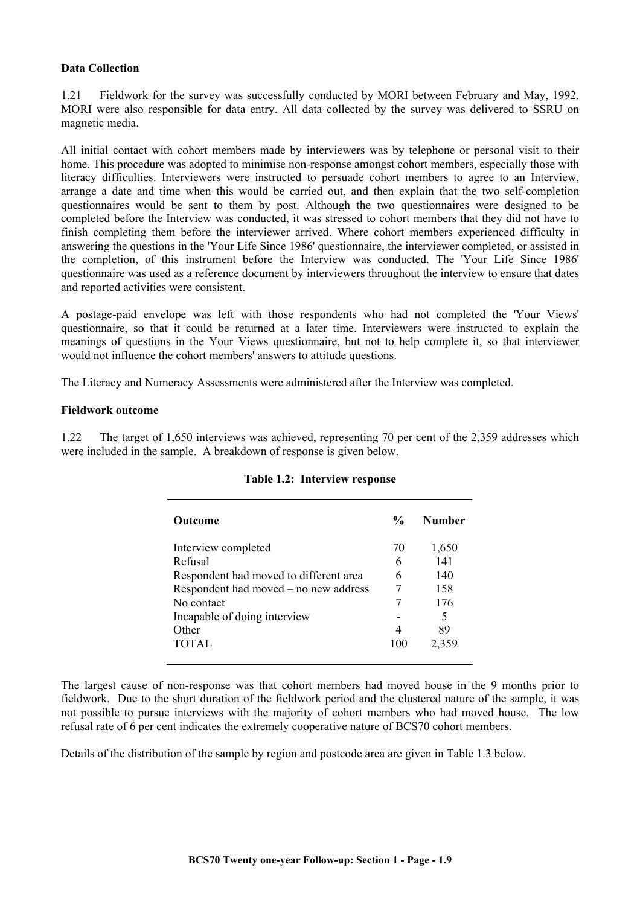**Data Collection**

1.21 Fieldwork for the survey was successfully conducted by MORI between February and May, 1992. MORI were also responsible for data entry. All data collected by the survey was delivered to SSRU on magnetic media.

All initial contact with cohort members made by interviewers was by telephone or personal visit to their home. This procedure was adopted to minimise non-response amongst cohort members, especially those with literacy difficulties. Interviewers were instructed to persuade cohort members to agree to an Interview, arrange a date and time when this would be carried out, and then explain that the two self-completion questionnaires would be sent to them by post. Although the two questionnaires were designed to be completed before the Interview was conducted, it was stressed to cohort members that they did not have to finish completing them before the interviewer arrived. Where cohort members experienced difficulty in answering the questions in the 'Your Life Since 1986' questionnaire, the interviewer completed, or assisted in the completion, of this instrument before the Interview was conducted. The 'Your Life Since 1986' questionnaire was used as a reference document by interviewers throughout the interview to ensure that dates and reported activities were consistent.

A postage-paid envelope was left with those respondents who had not completed the 'Your Views' questionnaire, so that it could be returned at a later time. Interviewers were instructed to explain the meanings of questions in the Your Views questionnaire, but not to help complete it, so that interviewer would not influence the cohort members' answers to attitude questions.

The Literacy and Numeracy Assessments were administered after the Interview was completed.

**Fieldwork outcome**

1.22 The target of 1,650 interviews was achieved, representing 70 per cent of the 2,359 addresses which were included in the sample. A breakdown of response is given below.

**Table 1.2: Interview response**

| Outcome | % | Number |
|---|---|---|
| Interview completed | 70 | 1,650 |
| Refusal | 6 | 141 |
| Respondent had moved to different area | 6 | 140 |
| Respondent had moved – no new address | 7 | 158 |
| No contact | 7 | 176 |
| Incapable of doing interview | - | 5 |
| Other | 4 | 89 |
| TOTAL | 100 | 2,359 |

The largest cause of non-response was that cohort members had moved house in the 9 months prior to fieldwork. Due to the short duration of the fieldwork period and the clustered nature of the sample, it was not possible to pursue interviews with the majority of cohort members who had moved house. The low refusal rate of 6 per cent indicates the extremely cooperative nature of BCS70 cohort members.

Details of the distribution of the sample by region and postcode area are given in Table 1.3 below.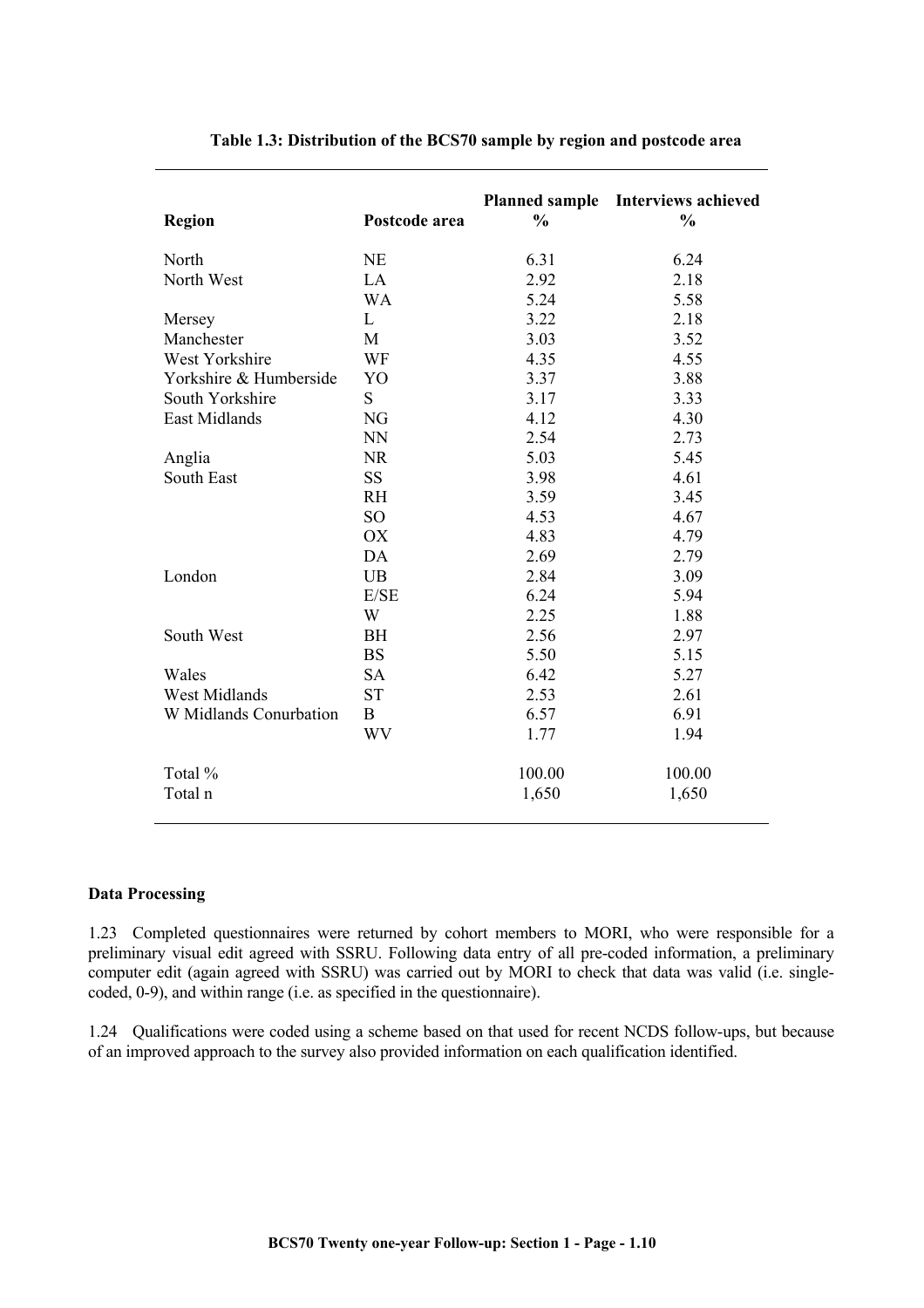**Table 1.3: Distribution of the BCS70 sample by region and postcode area**

| Region | Postcode area | Planned sample % | Interviews achieved % |
|---|---|---|---|
| North | NE | 6.31 | 6.24 |
| North West | LA | 2.92 | 2.18 |
| | WA | 5.24 | 5.58 |
| Mersey | L | 3.22 | 2.18 |
| Manchester | M | 3.03 | 3.52 |
| West Yorkshire | WF | 4.35 | 4.55 |
| Yorkshire & Humberside | YO | 3.37 | 3.88 |
| South Yorkshire | S | 3.17 | 3.33 |
| East Midlands | NG | 4.12 | 4.30 |
| | NN | 2.54 | 2.73 |
| Anglia | NR | 5.03 | 5.45 |
| South East | SS | 3.98 | 4.61 |
| | RH | 3.59 | 3.45 |
| | SO | 4.53 | 4.67 |
| | OX | 4.83 | 4.79 |
| | DA | 2.69 | 2.79 |
| London | UB | 2.84 | 3.09 |
| | E/SE | 6.24 | 5.94 |
| | W | 2.25 | 1.88 |
| South West | BH | 2.56 | 2.97 |
| | BS | 5.50 | 5.15 |
| Wales | SA | 6.42 | 5.27 |
| West Midlands | ST | 2.53 | 2.61 |
| W Midlands Conurbation | B | 6.57 | 6.91 |
| | WV | 1.77 | 1.94 |
| Total % | | 100.00 | 100.00 |
| Total n | | 1,650 | 1,650 |

**Data Processing**

1.23 Completed questionnaires were returned by cohort members to MORI, who were responsible for a preliminary visual edit agreed with SSRU. Following data entry of all pre-coded information, a preliminary computer edit (again agreed with SSRU) was carried out by MORI to check that data was valid (i.e. single-coded, 0-9), and within range (i.e. as specified in the questionnaire).

1.24 Qualifications were coded using a scheme based on that used for recent NCDS follow-ups, but because of an improved approach to the survey also provided information on each qualification identified.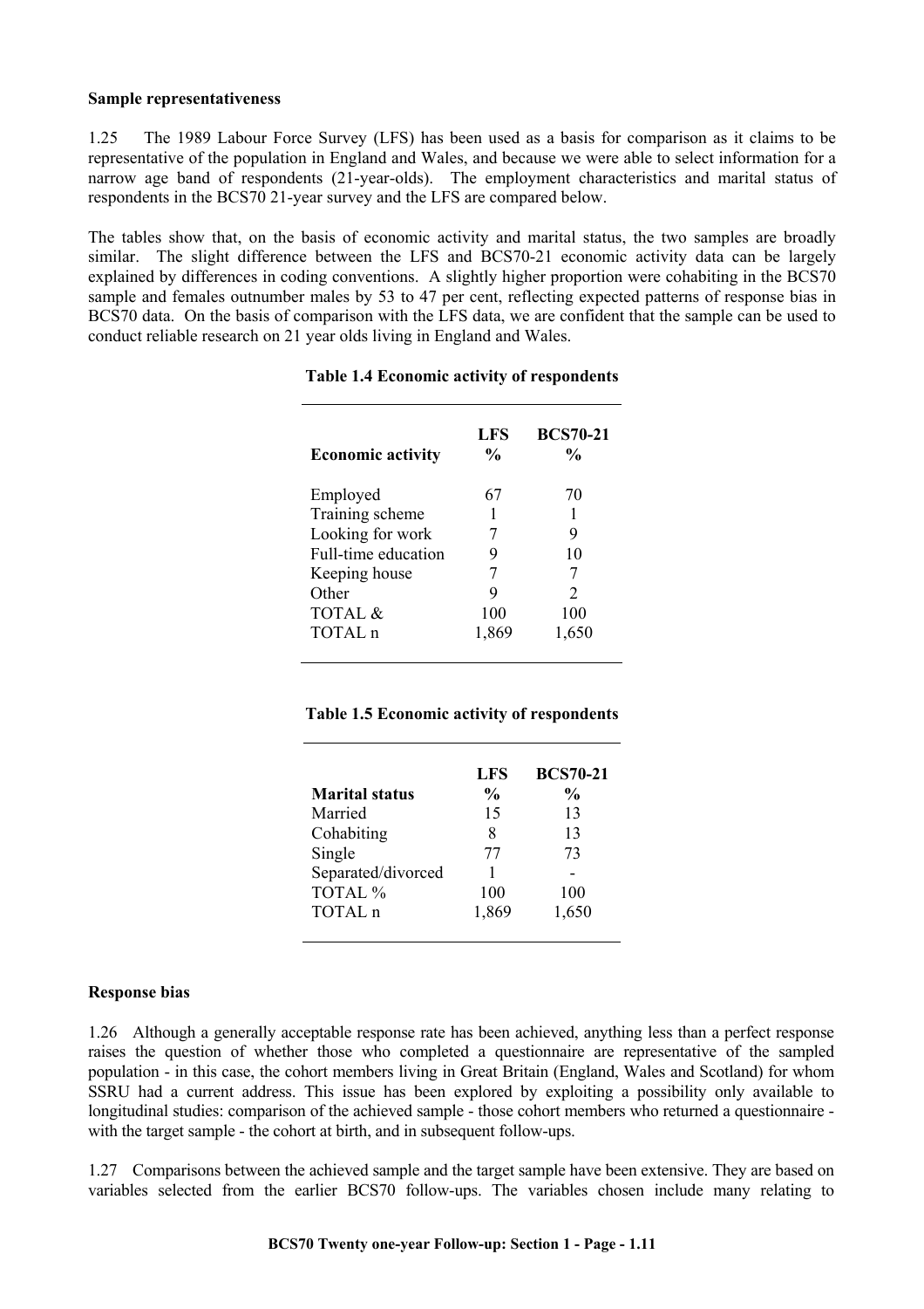**Sample representativeness**

1.25 The 1989 Labour Force Survey (LFS) has been used as a basis for comparison as it claims to be representative of the population in England and Wales, and because we were able to select information for a narrow age band of respondents (21-year-olds). The employment characteristics and marital status of respondents in the BCS70 21-year survey and the LFS are compared below.

The tables show that, on the basis of economic activity and marital status, the two samples are broadly similar. The slight difference between the LFS and BCS70-21 economic activity data can be largely explained by differences in coding conventions. A slightly higher proportion were cohabiting in the BCS70 sample and females outnumber males by 53 to 47 per cent, reflecting expected patterns of response bias in BCS70 data. On the basis of comparison with the LFS data, we are confident that the sample can be used to conduct reliable research on 21 year olds living in England and Wales.

**Table 1.4 Economic activity of respondents**

| Economic activity | LFS % | BCS70-21 % |
|---|---|---|
| Employed | 67 | 70 |
| Training scheme | 1 | 1 |
| Looking for work | 7 | 9 |
| Full-time education | 9 | 10 |
| Keeping house | 7 | 7 |
| Other | 9 | 2 |
| TOTAL & | 100 | 100 |
| TOTAL n | 1,869 | 1,650 |

**Table 1.5 Economic activity of respondents**

| Marital status | LFS % | BCS70-21 % |
|---|---|---|
| Married | 15 | 13 |
| Cohabiting | 8 | 13 |
| Single | 77 | 73 |
| Separated/divorced | 1 | - |
| TOTAL % | 100 | 100 |
| TOTAL n | 1,869 | 1,650 |

**Response bias**

1.26 Although a generally acceptable response rate has been achieved, anything less than a perfect response raises the question of whether those who completed a questionnaire are representative of the sampled population - in this case, the cohort members living in Great Britain (England, Wales and Scotland) for whom SSRU had a current address. This issue has been explored by exploiting a possibility only available to longitudinal studies: comparison of the achieved sample - those cohort members who returned a questionnaire - with the target sample - the cohort at birth, and in subsequent follow-ups.

1.27 Comparisons between the achieved sample and the target sample have been extensive. They are based on variables selected from the earlier BCS70 follow-ups. The variables chosen include many relating to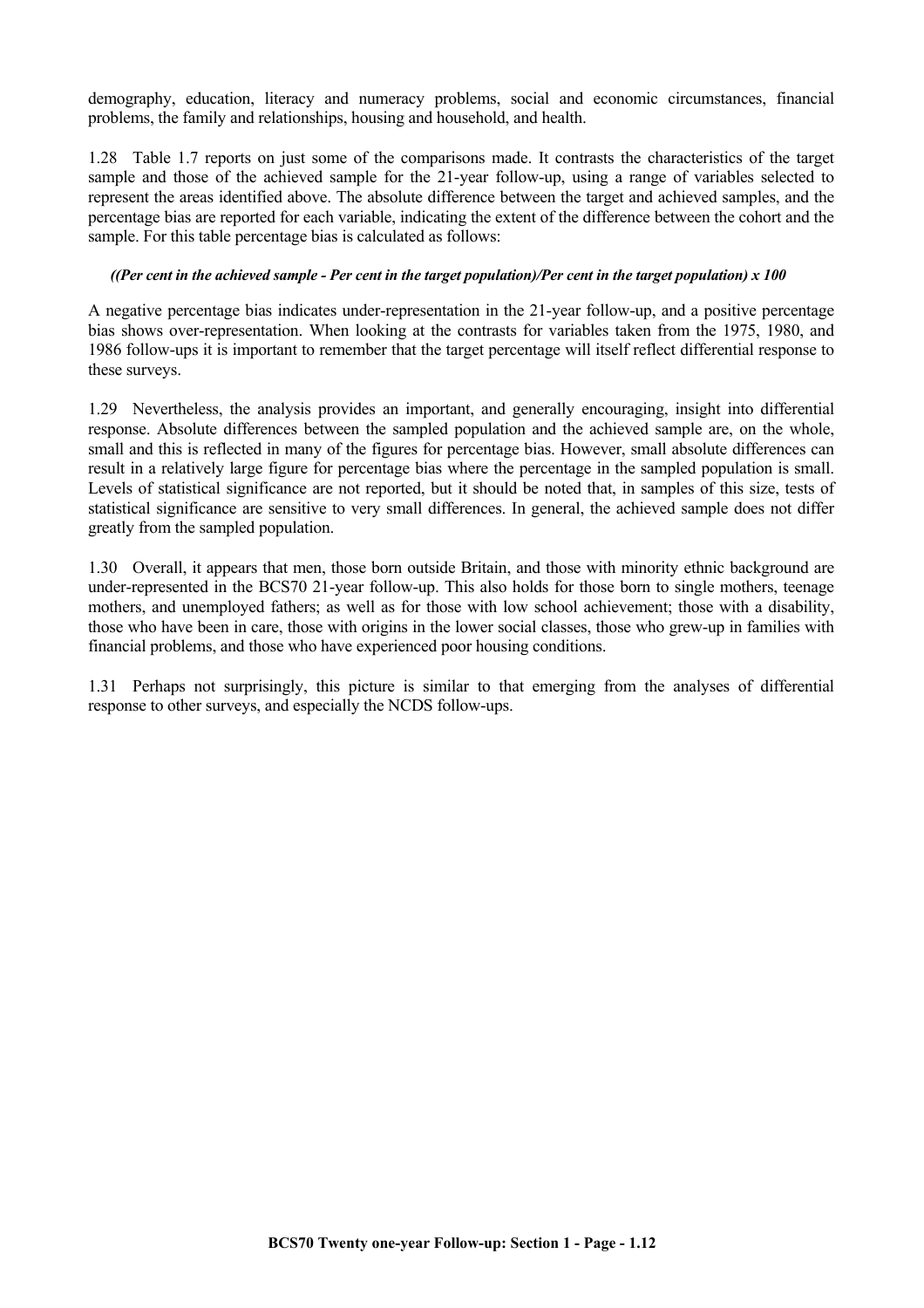demography, education, literacy and numeracy problems, social and economic circumstances, financial problems, the family and relationships, housing and household, and health.

1.28 Table 1.7 reports on just some of the comparisons made. It contrasts the characteristics of the target sample and those of the achieved sample for the 21-year follow-up, using a range of variables selected to represent the areas identified above. The absolute difference between the target and achieved samples, and the percentage bias are reported for each variable, indicating the extent of the difference between the cohort and the sample. For this table percentage bias is calculated as follows:

***((Per cent in the achieved sample - Per cent in the target population)/Per cent in the target population) x 100***

A negative percentage bias indicates under-representation in the 21-year follow-up, and a positive percentage bias shows over-representation. When looking at the contrasts for variables taken from the 1975, 1980, and 1986 follow-ups it is important to remember that the target percentage will itself reflect differential response to these surveys.

1.29 Nevertheless, the analysis provides an important, and generally encouraging, insight into differential response. Absolute differences between the sampled population and the achieved sample are, on the whole, small and this is reflected in many of the figures for percentage bias. However, small absolute differences can result in a relatively large figure for percentage bias where the percentage in the sampled population is small. Levels of statistical significance are not reported, but it should be noted that, in samples of this size, tests of statistical significance are sensitive to very small differences. In general, the achieved sample does not differ greatly from the sampled population.

1.30 Overall, it appears that men, those born outside Britain, and those with minority ethnic background are under-represented in the BCS70 21-year follow-up. This also holds for those born to single mothers, teenage mothers, and unemployed fathers; as well as for those with low school achievement; those with a disability, those who have been in care, those with origins in the lower social classes, those who grew-up in families with financial problems, and those who have experienced poor housing conditions.

1.31 Perhaps not surprisingly, this picture is similar to that emerging from the analyses of differential response to other surveys, and especially the NCDS follow-ups.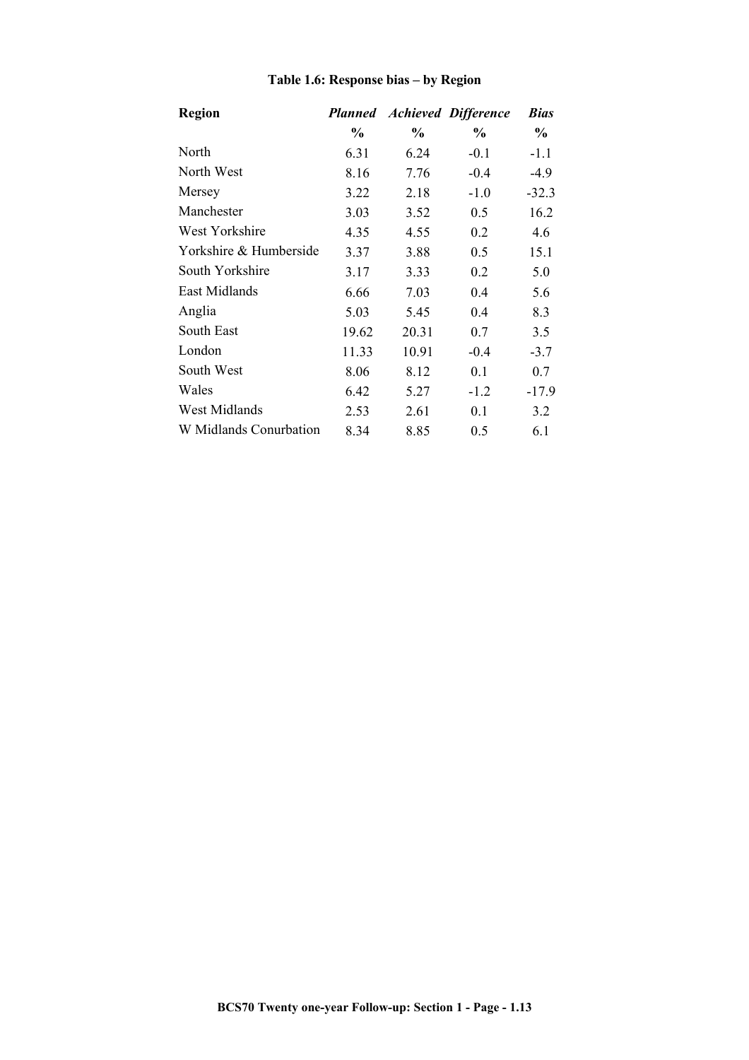**Table 1.6: Response bias – by Region**

| Region | *Planned* | *Achieved* | *Difference* | *Bias* |
|---|---|---|---|---|
| | % | % | % | % |
| North | 6.31 | 6.24 | -0.1 | -1.1 |
| North West | 8.16 | 7.76 | -0.4 | -4.9 |
| Mersey | 3.22 | 2.18 | -1.0 | -32.3 |
| Manchester | 3.03 | 3.52 | 0.5 | 16.2 |
| West Yorkshire | 4.35 | 4.55 | 0.2 | 4.6 |
| Yorkshire & Humberside | 3.37 | 3.88 | 0.5 | 15.1 |
| South Yorkshire | 3.17 | 3.33 | 0.2 | 5.0 |
| East Midlands | 6.66 | 7.03 | 0.4 | 5.6 |
| Anglia | 5.03 | 5.45 | 0.4 | 8.3 |
| South East | 19.62 | 20.31 | 0.7 | 3.5 |
| London | 11.33 | 10.91 | -0.4 | -3.7 |
| South West | 8.06 | 8.12 | 0.1 | 0.7 |
| Wales | 6.42 | 5.27 | -1.2 | -17.9 |
| West Midlands | 2.53 | 2.61 | 0.1 | 3.2 |
| W Midlands Conurbation | 8.34 | 8.85 | 0.5 | 6.1 |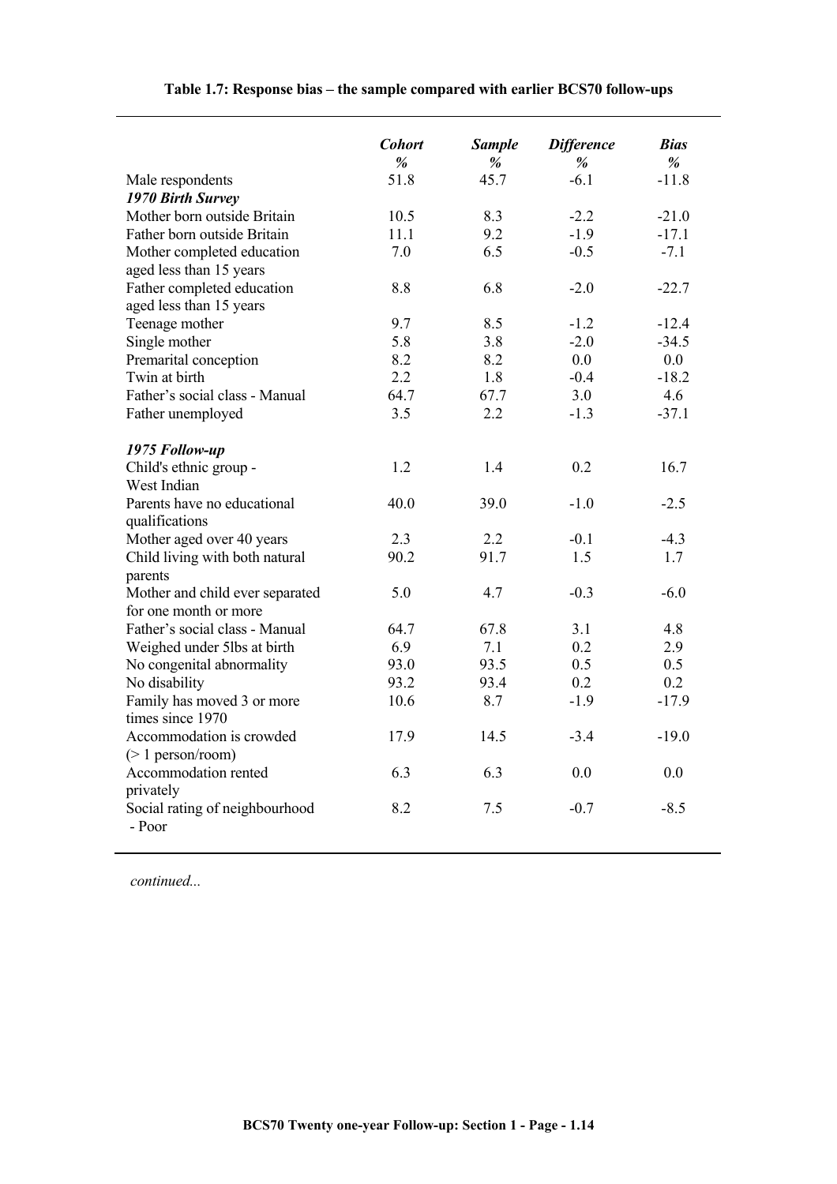**Table 1.7: Response bias – the sample compared with earlier BCS70 follow-ups**

| | *Cohort* % | *Sample* % | *Difference* % | *Bias* % |
|---|---|---|---|---|
| Male respondents | 51.8 | 45.7 | -6.1 | -11.8 |
| ***1970 Birth Survey*** | | | | |
| Mother born outside Britain | 10.5 | 8.3 | -2.2 | -21.0 |
| Father born outside Britain | 11.1 | 9.2 | -1.9 | -17.1 |
| Mother completed education aged less than 15 years | 7.0 | 6.5 | -0.5 | -7.1 |
| Father completed education aged less than 15 years | 8.8 | 6.8 | -2.0 | -22.7 |
| Teenage mother | 9.7 | 8.5 | -1.2 | -12.4 |
| Single mother | 5.8 | 3.8 | -2.0 | -34.5 |
| Premarital conception | 8.2 | 8.2 | 0.0 | 0.0 |
| Twin at birth | 2.2 | 1.8 | -0.4 | -18.2 |
| Father's social class - Manual | 64.7 | 67.7 | 3.0 | 4.6 |
| Father unemployed | 3.5 | 2.2 | -1.3 | -37.1 |
| ***1975 Follow-up*** | | | | |
| Child's ethnic group - West Indian | 1.2 | 1.4 | 0.2 | 16.7 |
| Parents have no educational qualifications | 40.0 | 39.0 | -1.0 | -2.5 |
| Mother aged over 40 years | 2.3 | 2.2 | -0.1 | -4.3 |
| Child living with both natural parents | 90.2 | 91.7 | 1.5 | 1.7 |
| Mother and child ever separated for one month or more | 5.0 | 4.7 | -0.3 | -6.0 |
| Father's social class - Manual | 64.7 | 67.8 | 3.1 | 4.8 |
| Weighed under 5lbs at birth | 6.9 | 7.1 | 0.2 | 2.9 |
| No congenital abnormality | 93.0 | 93.5 | 0.5 | 0.5 |
| No disability | 93.2 | 93.4 | 0.2 | 0.2 |
| Family has moved 3 or more times since 1970 | 10.6 | 8.7 | -1.9 | -17.9 |
| Accommodation is crowded (> 1 person/room) | 17.9 | 14.5 | -3.4 | -19.0 |
| Accommodation rented privately | 6.3 | 6.3 | 0.0 | 0.0 |
| Social rating of neighbourhood - Poor | 8.2 | 7.5 | -0.7 | -8.5 |

*continued...*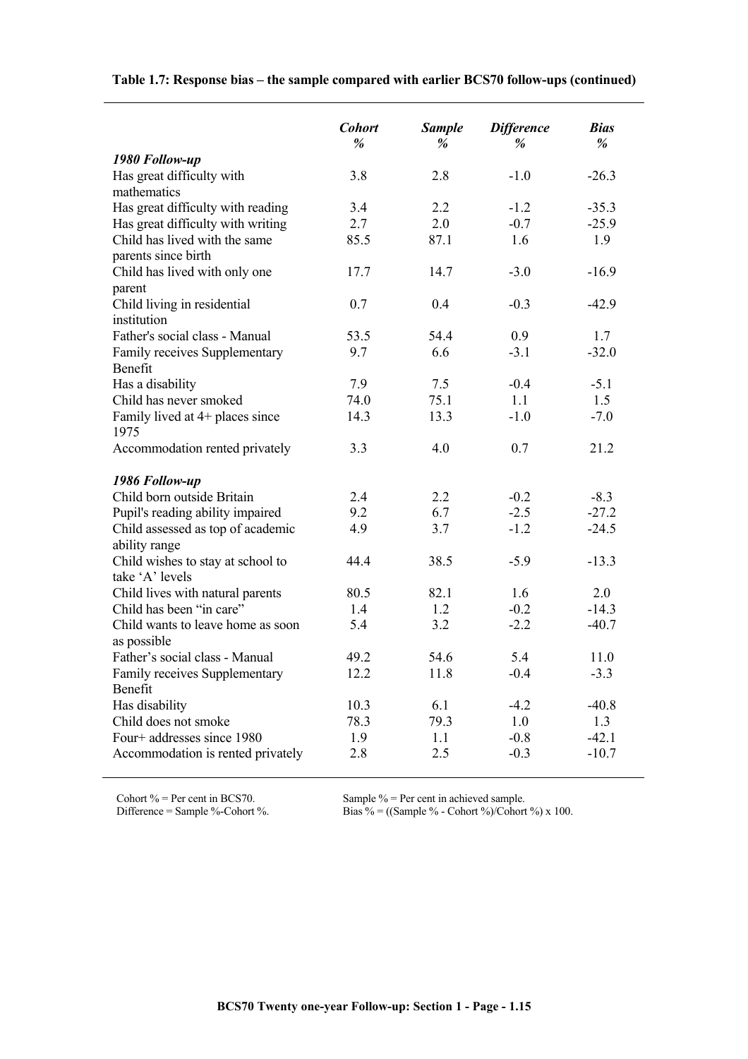**Table 1.7: Response bias – the sample compared with earlier BCS70 follow-ups (continued)**

| | *Cohort* % | *Sample* % | *Difference* % | *Bias* % |
|---|---|---|---|---|
| ***1980 Follow-up*** | | | | |
| Has great difficulty with mathematics | 3.8 | 2.8 | -1.0 | -26.3 |
| Has great difficulty with reading | 3.4 | 2.2 | -1.2 | -35.3 |
| Has great difficulty with writing | 2.7 | 2.0 | -0.7 | -25.9 |
| Child has lived with the same parents since birth | 85.5 | 87.1 | 1.6 | 1.9 |
| Child has lived with only one parent | 17.7 | 14.7 | -3.0 | -16.9 |
| Child living in residential institution | 0.7 | 0.4 | -0.3 | -42.9 |
| Father's social class - Manual | 53.5 | 54.4 | 0.9 | 1.7 |
| Family receives Supplementary Benefit | 9.7 | 6.6 | -3.1 | -32.0 |
| Has a disability | 7.9 | 7.5 | -0.4 | -5.1 |
| Child has never smoked | 74.0 | 75.1 | 1.1 | 1.5 |
| Family lived at 4+ places since 1975 | 14.3 | 13.3 | -1.0 | -7.0 |
| Accommodation rented privately | 3.3 | 4.0 | 0.7 | 21.2 |
| ***1986 Follow-up*** | | | | |
| Child born outside Britain | 2.4 | 2.2 | -0.2 | -8.3 |
| Pupil's reading ability impaired | 9.2 | 6.7 | -2.5 | -27.2 |
| Child assessed as top of academic ability range | 4.9 | 3.7 | -1.2 | -24.5 |
| Child wishes to stay at school to take 'A' levels | 44.4 | 38.5 | -5.9 | -13.3 |
| Child lives with natural parents | 80.5 | 82.1 | 1.6 | 2.0 |
| Child has been "in care" | 1.4 | 1.2 | -0.2 | -14.3 |
| Child wants to leave home as soon as possible | 5.4 | 3.2 | -2.2 | -40.7 |
| Father's social class - Manual | 49.2 | 54.6 | 5.4 | 11.0 |
| Family receives Supplementary Benefit | 12.2 | 11.8 | -0.4 | -3.3 |
| Has disability | 10.3 | 6.1 | -4.2 | -40.8 |
| Child does not smoke | 78.3 | 79.3 | 1.0 | 1.3 |
| Four+ addresses since 1980 | 1.9 | 1.1 | -0.8 | -42.1 |
| Accommodation is rented privately | 2.8 | 2.5 | -0.3 | -10.7 |

Cohort % = Per cent in BCS70.
Sample % = Per cent in achieved sample.
Difference = Sample %-Cohort %.
Bias % = ((Sample % - Cohort %)/Cohort %) x 100.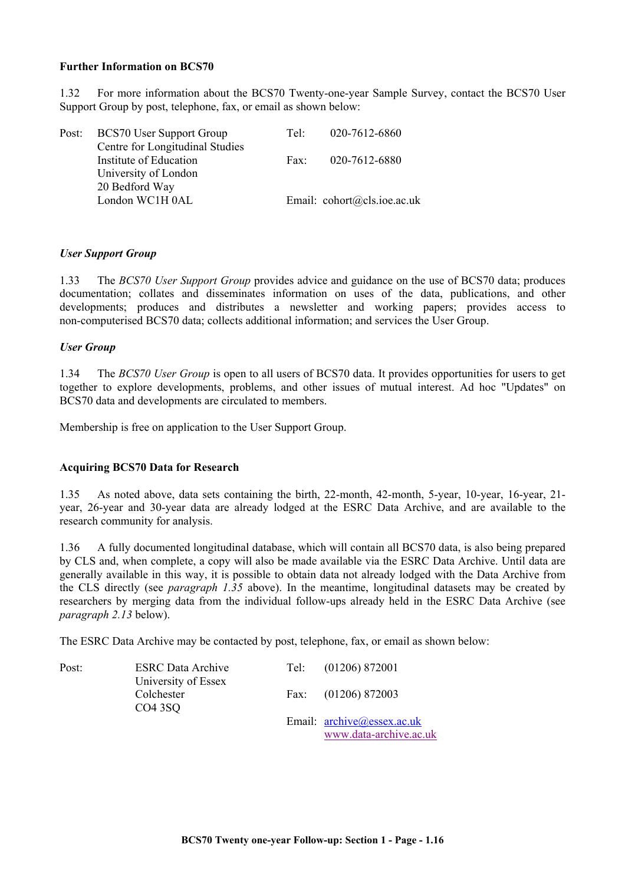**Further Information on BCS70**

1.32 For more information about the BCS70 Twenty-one-year Sample Survey, contact the BCS70 User Support Group by post, telephone, fax, or email as shown below:

| Post: | BCS70 User Support Group | Tel: | 020-7612-6860 |
|---|---|---|---|
| | Centre for Longitudinal Studies | | |
| | Institute of Education | Fax: | 020-7612-6880 |
| | University of London | | |
| | 20 Bedford Way | | |
| | London WC1H 0AL | Email: | cohort@cls.ioe.ac.uk |

***User Support Group***

1.33 The *BCS70 User Support Group* provides advice and guidance on the use of BCS70 data; produces documentation; collates and disseminates information on uses of the data, publications, and other developments; produces and distributes a newsletter and working papers; provides access to non-computerised BCS70 data; collects additional information; and services the User Group.

***User Group***

1.34 The *BCS70 User Group* is open to all users of BCS70 data. It provides opportunities for users to get together to explore developments, problems, and other issues of mutual interest. Ad hoc "Updates" on BCS70 data and developments are circulated to members.

Membership is free on application to the User Support Group.

**Acquiring BCS70 Data for Research**

1.35 As noted above, data sets containing the birth, 22-month, 42-month, 5-year, 10-year, 16-year, 21-year, 26-year and 30-year data are already lodged at the ESRC Data Archive, and are available to the research community for analysis.

1.36 A fully documented longitudinal database, which will contain all BCS70 data, is also being prepared by CLS and, when complete, a copy will also be made available via the ESRC Data Archive. Until data are generally available in this way, it is possible to obtain data not already lodged with the Data Archive from the CLS directly (see *paragraph 1.35* above). In the meantime, longitudinal datasets may be created by researchers by merging data from the individual follow-ups already held in the ESRC Data Archive (see *paragraph 2.13* below).

The ESRC Data Archive may be contacted by post, telephone, fax, or email as shown below:

| Post: | ESRC Data Archive | Tel: | (01206) 872001 |
|---|---|---|---|
| | University of Essex | | |
| | Colchester | Fax: | (01206) 872003 |
| | CO4 3SQ | | |
| | | Email: | archive@essex.ac.uk |
| | | | www.data-archive.ac.uk |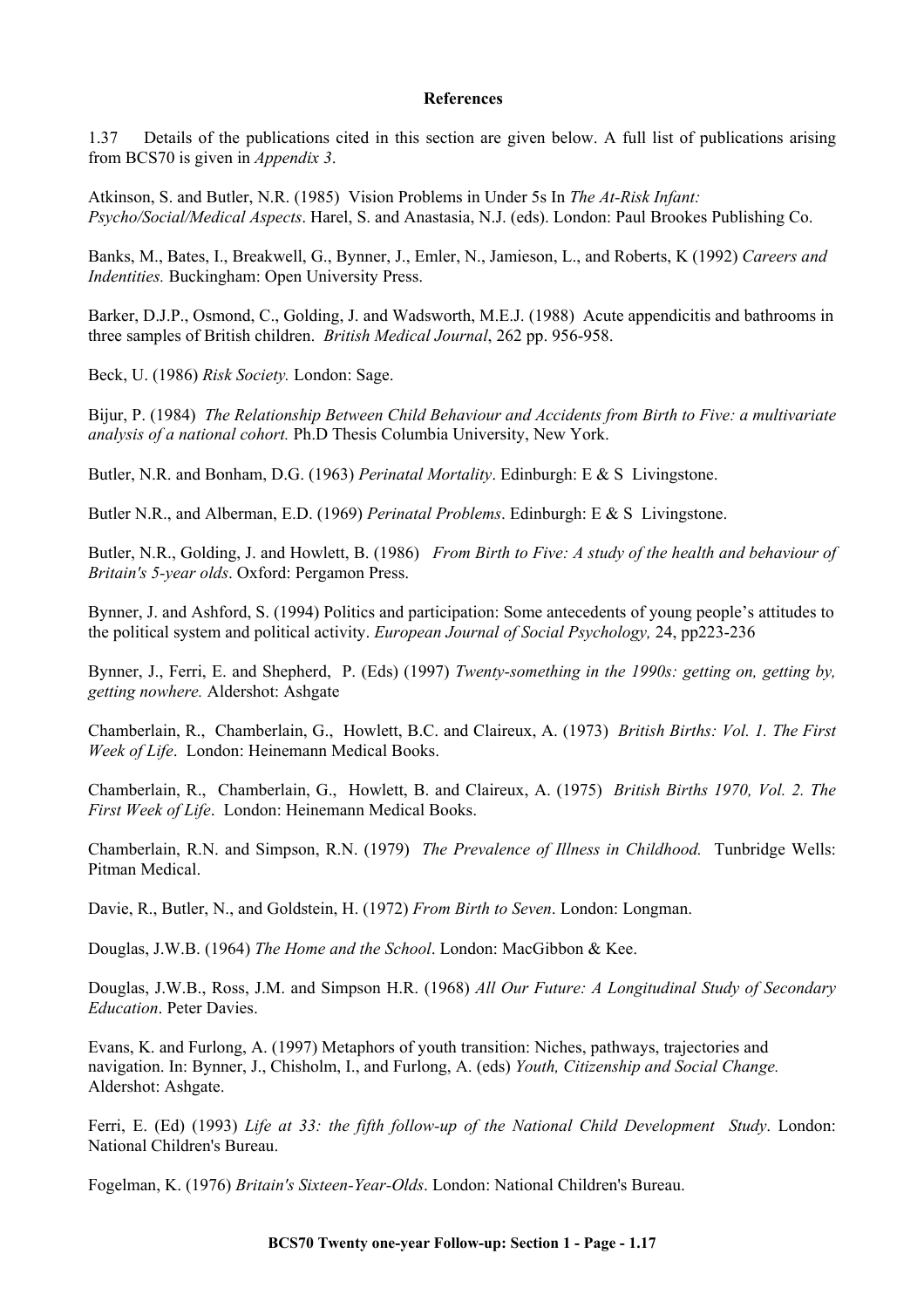**References**

1.37 Details of the publications cited in this section are given below. A full list of publications arising from BCS70 is given in *Appendix 3*.

Atkinson, S. and Butler, N.R. (1985) Vision Problems in Under 5s In *The At-Risk Infant: Psycho/Social/Medical Aspects*. Harel, S. and Anastasia, N.J. (eds). London: Paul Brookes Publishing Co.

Banks, M., Bates, I., Breakwell, G., Bynner, J., Emler, N., Jamieson, L., and Roberts, K (1992) *Careers and Indentities.* Buckingham: Open University Press.

Barker, D.J.P., Osmond, C., Golding, J. and Wadsworth, M.E.J. (1988) Acute appendicitis and bathrooms in three samples of British children. *British Medical Journal*, 262 pp. 956-958.

Beck, U. (1986) *Risk Society.* London: Sage.

Bijur, P. (1984) *The Relationship Between Child Behaviour and Accidents from Birth to Five: a multivariate analysis of a national cohort.* Ph.D Thesis Columbia University, New York.

Butler, N.R. and Bonham, D.G. (1963) *Perinatal Mortality*. Edinburgh: E & S Livingstone.

Butler N.R., and Alberman, E.D. (1969) *Perinatal Problems*. Edinburgh: E & S Livingstone.

Butler, N.R., Golding, J. and Howlett, B. (1986) *From Birth to Five: A study of the health and behaviour of Britain's 5-year olds*. Oxford: Pergamon Press.

Bynner, J. and Ashford, S. (1994) Politics and participation: Some antecedents of young people's attitudes to the political system and political activity. *European Journal of Social Psychology,* 24, pp223-236

Bynner, J., Ferri, E. and Shepherd, P. (Eds) (1997) *Twenty-something in the 1990s: getting on, getting by, getting nowhere.* Aldershot: Ashgate

Chamberlain, R., Chamberlain, G., Howlett, B.C. and Claireux, A. (1973) *British Births: Vol. 1. The First Week of Life*. London: Heinemann Medical Books.

Chamberlain, R., Chamberlain, G., Howlett, B. and Claireux, A. (1975) *British Births 1970, Vol. 2. The First Week of Life*. London: Heinemann Medical Books.

Chamberlain, R.N. and Simpson, R.N. (1979) *The Prevalence of Illness in Childhood.* Tunbridge Wells: Pitman Medical.

Davie, R., Butler, N., and Goldstein, H. (1972) *From Birth to Seven*. London: Longman.

Douglas, J.W.B. (1964) *The Home and the School*. London: MacGibbon & Kee.

Douglas, J.W.B., Ross, J.M. and Simpson H.R. (1968) *All Our Future: A Longitudinal Study of Secondary Education*. Peter Davies.

Evans, K. and Furlong, A. (1997) Metaphors of youth transition: Niches, pathways, trajectories and navigation. In: Bynner, J., Chisholm, I., and Furlong, A. (eds) *Youth, Citizenship and Social Change.* Aldershot: Ashgate.

Ferri, E. (Ed) (1993) *Life at 33: the fifth follow-up of the National Child Development Study*. London: National Children's Bureau.

Fogelman, K. (1976) *Britain's Sixteen-Year-Olds*. London: National Children's Bureau.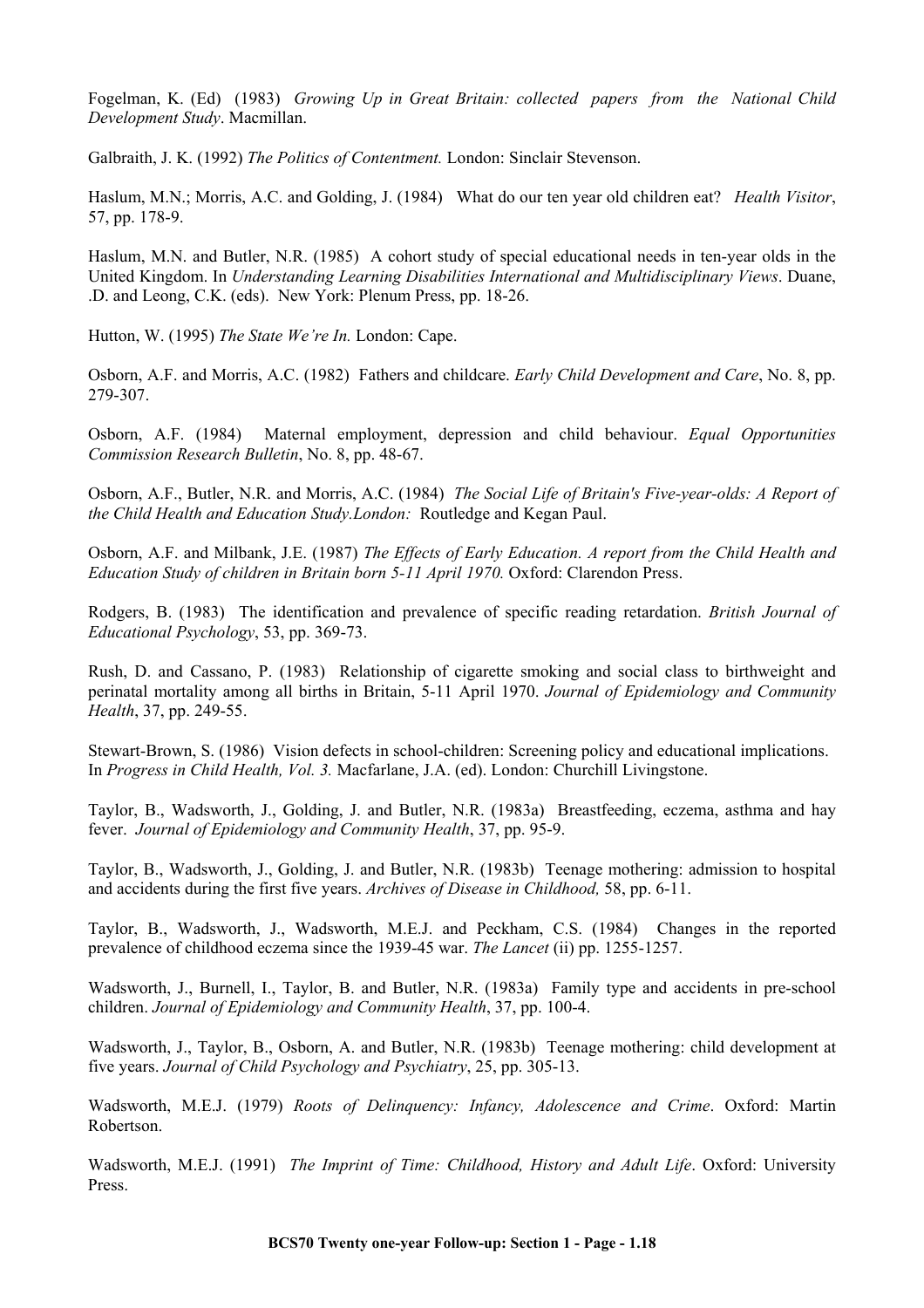Fogelman, K. (Ed) (1983) *Growing Up in Great Britain: collected papers from the National Child Development Study*. Macmillan.

Galbraith, J. K. (1992) *The Politics of Contentment.* London: Sinclair Stevenson.

Haslum, M.N.; Morris, A.C. and Golding, J. (1984) What do our ten year old children eat? *Health Visitor*, 57, pp. 178-9.

Haslum, M.N. and Butler, N.R. (1985) A cohort study of special educational needs in ten-year olds in the United Kingdom. In *Understanding Learning Disabilities International and Multidisciplinary Views*. Duane, .D. and Leong, C.K. (eds). New York: Plenum Press, pp. 18-26.

Hutton, W. (1995) *The State We're In.* London: Cape.

Osborn, A.F. and Morris, A.C. (1982) Fathers and childcare. *Early Child Development and Care*, No. 8, pp. 279-307.

Osborn, A.F. (1984) Maternal employment, depression and child behaviour. *Equal Opportunities Commission Research Bulletin*, No. 8, pp. 48-67.

Osborn, A.F., Butler, N.R. and Morris, A.C. (1984) *The Social Life of Britain's Five-year-olds: A Report of the Child Health and Education Study.London:* Routledge and Kegan Paul.

Osborn, A.F. and Milbank, J.E. (1987) *The Effects of Early Education. A report from the Child Health and Education Study of children in Britain born 5-11 April 1970.* Oxford: Clarendon Press.

Rodgers, B. (1983) The identification and prevalence of specific reading retardation. *British Journal of Educational Psychology*, 53, pp. 369-73.

Rush, D. and Cassano, P. (1983) Relationship of cigarette smoking and social class to birthweight and perinatal mortality among all births in Britain, 5-11 April 1970. *Journal of Epidemiology and Community Health*, 37, pp. 249-55.

Stewart-Brown, S. (1986) Vision defects in school-children: Screening policy and educational implications. In *Progress in Child Health, Vol. 3.* Macfarlane, J.A. (ed). London: Churchill Livingstone.

Taylor, B., Wadsworth, J., Golding, J. and Butler, N.R. (1983a) Breastfeeding, eczema, asthma and hay fever. *Journal of Epidemiology and Community Health*, 37, pp. 95-9.

Taylor, B., Wadsworth, J., Golding, J. and Butler, N.R. (1983b) Teenage mothering: admission to hospital and accidents during the first five years. *Archives of Disease in Childhood,* 58, pp. 6-11.

Taylor, B., Wadsworth, J., Wadsworth, M.E.J. and Peckham, C.S. (1984) Changes in the reported prevalence of childhood eczema since the 1939-45 war. *The Lancet* (ii) pp. 1255-1257.

Wadsworth, J., Burnell, I., Taylor, B. and Butler, N.R. (1983a) Family type and accidents in pre-school children. *Journal of Epidemiology and Community Health*, 37, pp. 100-4.

Wadsworth, J., Taylor, B., Osborn, A. and Butler, N.R. (1983b) Teenage mothering: child development at five years. *Journal of Child Psychology and Psychiatry*, 25, pp. 305-13.

Wadsworth, M.E.J. (1979) *Roots of Delinquency: Infancy, Adolescence and Crime*. Oxford: Martin Robertson.

Wadsworth, M.E.J. (1991) *The Imprint of Time: Childhood, History and Adult Life*. Oxford: University Press.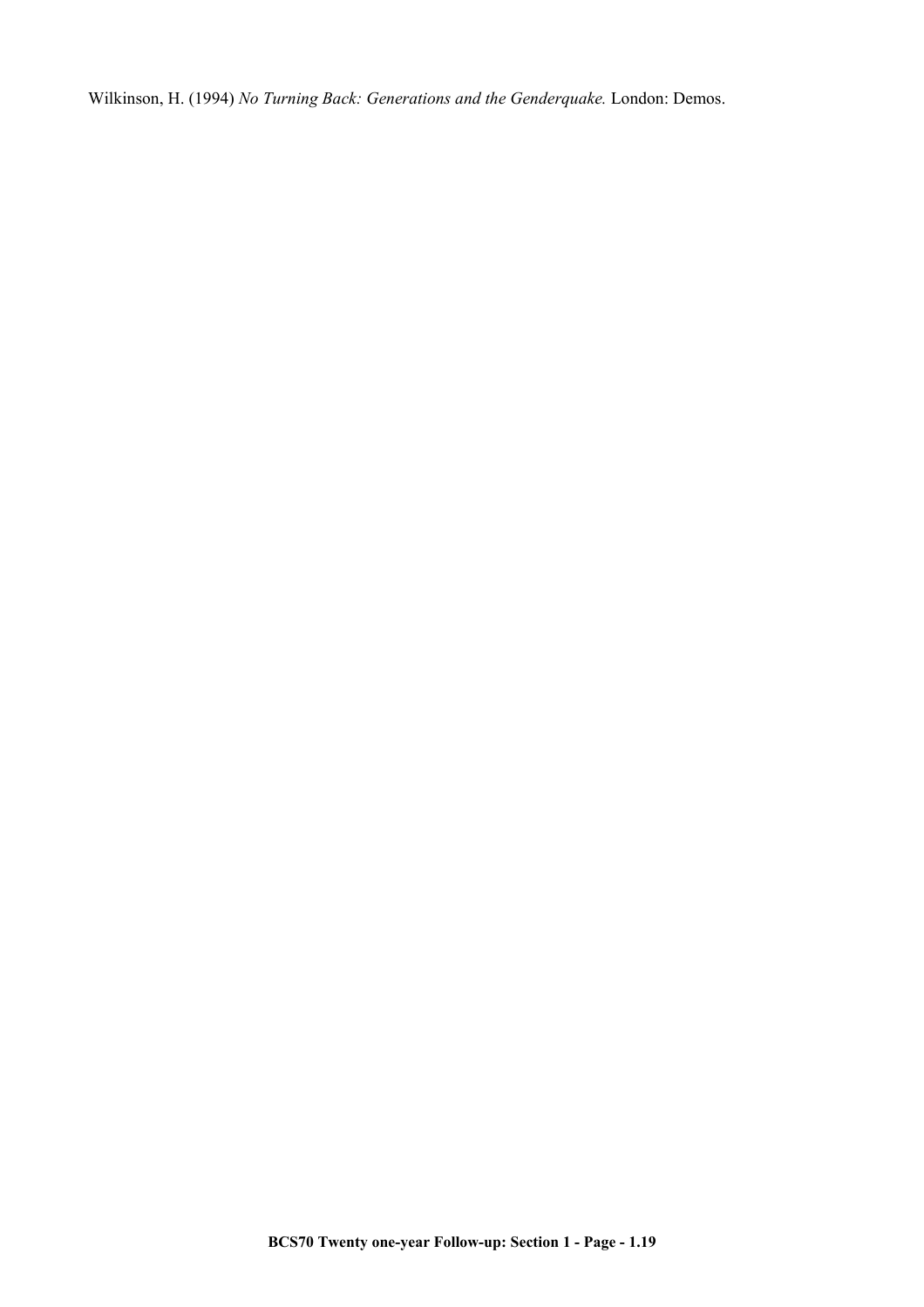Wilkinson, H. (1994) *No Turning Back: Generations and the Genderquake.* London: Demos.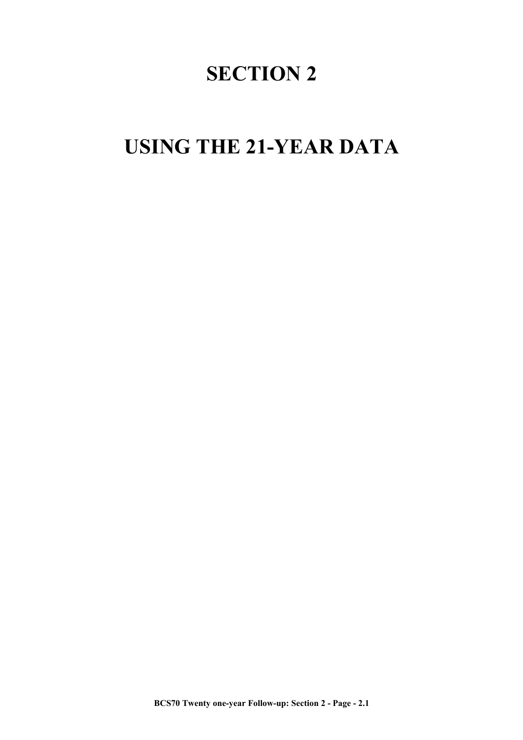# SECTION 2

# USING THE 21-YEAR DATA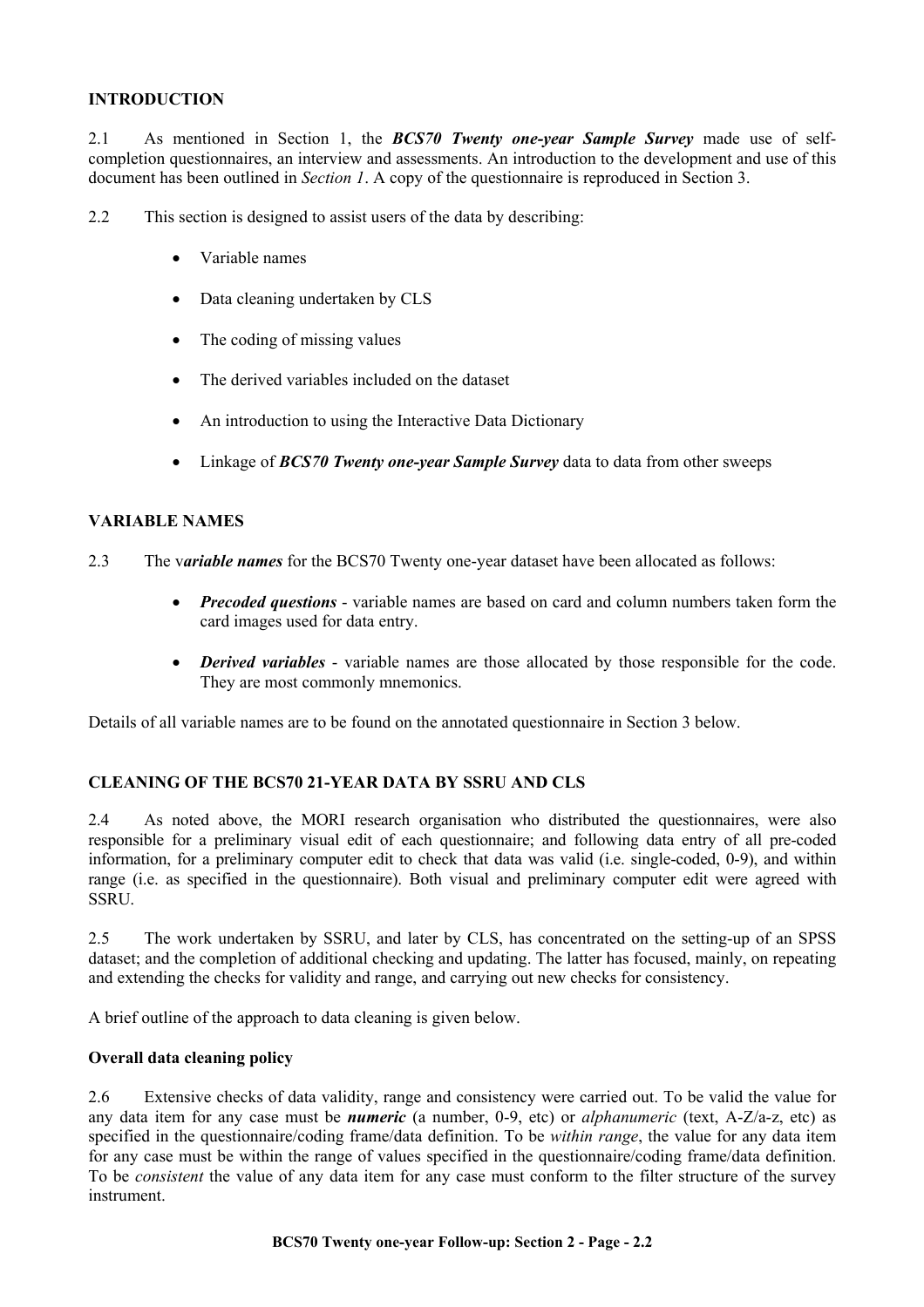## INTRODUCTION

2.1 As mentioned in Section 1, the ***BCS70 Twenty one-year Sample Survey*** made use of self-completion questionnaires, an interview and assessments. An introduction to the development and use of this document has been outlined in *Section 1*. A copy of the questionnaire is reproduced in Section 3.

2.2 This section is designed to assist users of the data by describing:

- Variable names
- Data cleaning undertaken by CLS
- The coding of missing values
- The derived variables included on the dataset
- An introduction to using the Interactive Data Dictionary
- Linkage of ***BCS70 Twenty one-year Sample Survey*** data to data from other sweeps

## VARIABLE NAMES

2.3 The v***ariable names*** for the BCS70 Twenty one-year dataset have been allocated as follows:

- ***Precoded questions*** - variable names are based on card and column numbers taken form the card images used for data entry.
- ***Derived variables*** - variable names are those allocated by those responsible for the code. They are most commonly mnemonics.

Details of all variable names are to be found on the annotated questionnaire in Section 3 below.

## CLEANING OF THE BCS70 21-YEAR DATA BY SSRU AND CLS

2.4 As noted above, the MORI research organisation who distributed the questionnaires, were also responsible for a preliminary visual edit of each questionnaire; and following data entry of all pre-coded information, for a preliminary computer edit to check that data was valid (i.e. single-coded, 0-9), and within range (i.e. as specified in the questionnaire). Both visual and preliminary computer edit were agreed with SSRU.

2.5 The work undertaken by SSRU, and later by CLS, has concentrated on the setting-up of an SPSS dataset; and the completion of additional checking and updating. The latter has focused, mainly, on repeating and extending the checks for validity and range, and carrying out new checks for consistency.

A brief outline of the approach to data cleaning is given below.

### Overall data cleaning policy

2.6 Extensive checks of data validity, range and consistency were carried out. To be valid the value for any data item for any case must be ***numeric*** (a number, 0-9, etc) or *alphanumeric* (text, A-Z/a-z, etc) as specified in the questionnaire/coding frame/data definition. To be *within range*, the value for any data item for any case must be within the range of values specified in the questionnaire/coding frame/data definition. To be *consistent* the value of any data item for any case must conform to the filter structure of the survey instrument.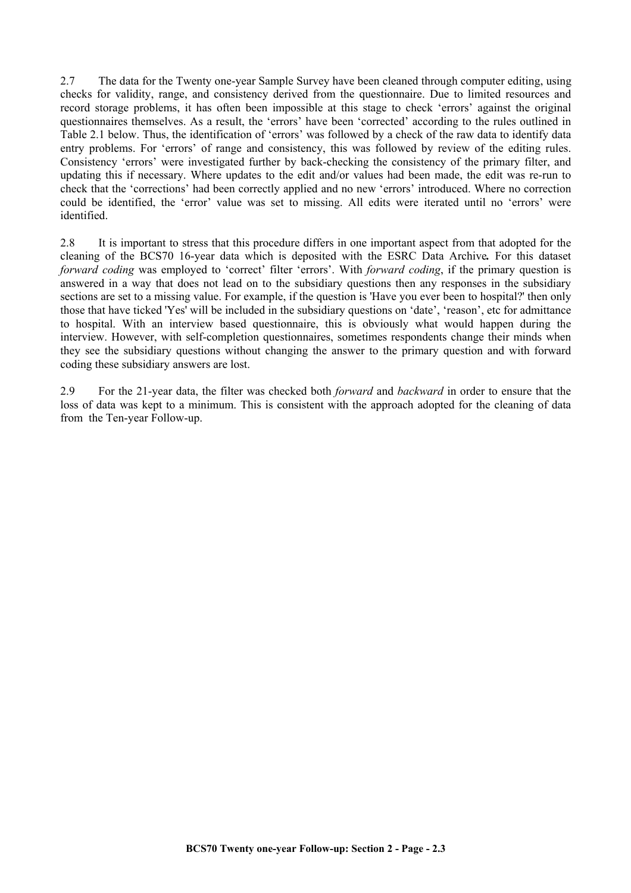2.7 The data for the Twenty one-year Sample Survey have been cleaned through computer editing, using checks for validity, range, and consistency derived from the questionnaire. Due to limited resources and record storage problems, it has often been impossible at this stage to check 'errors' against the original questionnaires themselves. As a result, the 'errors' have been 'corrected' according to the rules outlined in Table 2.1 below. Thus, the identification of 'errors' was followed by a check of the raw data to identify data entry problems. For 'errors' of range and consistency, this was followed by review of the editing rules. Consistency 'errors' were investigated further by back-checking the consistency of the primary filter, and updating this if necessary. Where updates to the edit and/or values had been made, the edit was re-run to check that the 'corrections' had been correctly applied and no new 'errors' introduced. Where no correction could be identified, the 'error' value was set to missing. All edits were iterated until no 'errors' were identified.

2.8 It is important to stress that this procedure differs in one important aspect from that adopted for the cleaning of the BCS70 16-year data which is deposited with the ESRC Data Archive**.** For this dataset *forward coding* was employed to 'correct' filter 'errors'. With *forward coding*, if the primary question is answered in a way that does not lead on to the subsidiary questions then any responses in the subsidiary sections are set to a missing value. For example, if the question is 'Have you ever been to hospital?' then only those that have ticked 'Yes' will be included in the subsidiary questions on 'date', 'reason', etc for admittance to hospital. With an interview based questionnaire, this is obviously what would happen during the interview. However, with self-completion questionnaires, sometimes respondents change their minds when they see the subsidiary questions without changing the answer to the primary question and with forward coding these subsidiary answers are lost.

2.9 For the 21-year data, the filter was checked both *forward* and *backward* in order to ensure that the loss of data was kept to a minimum. This is consistent with the approach adopted for the cleaning of data from the Ten-year Follow-up.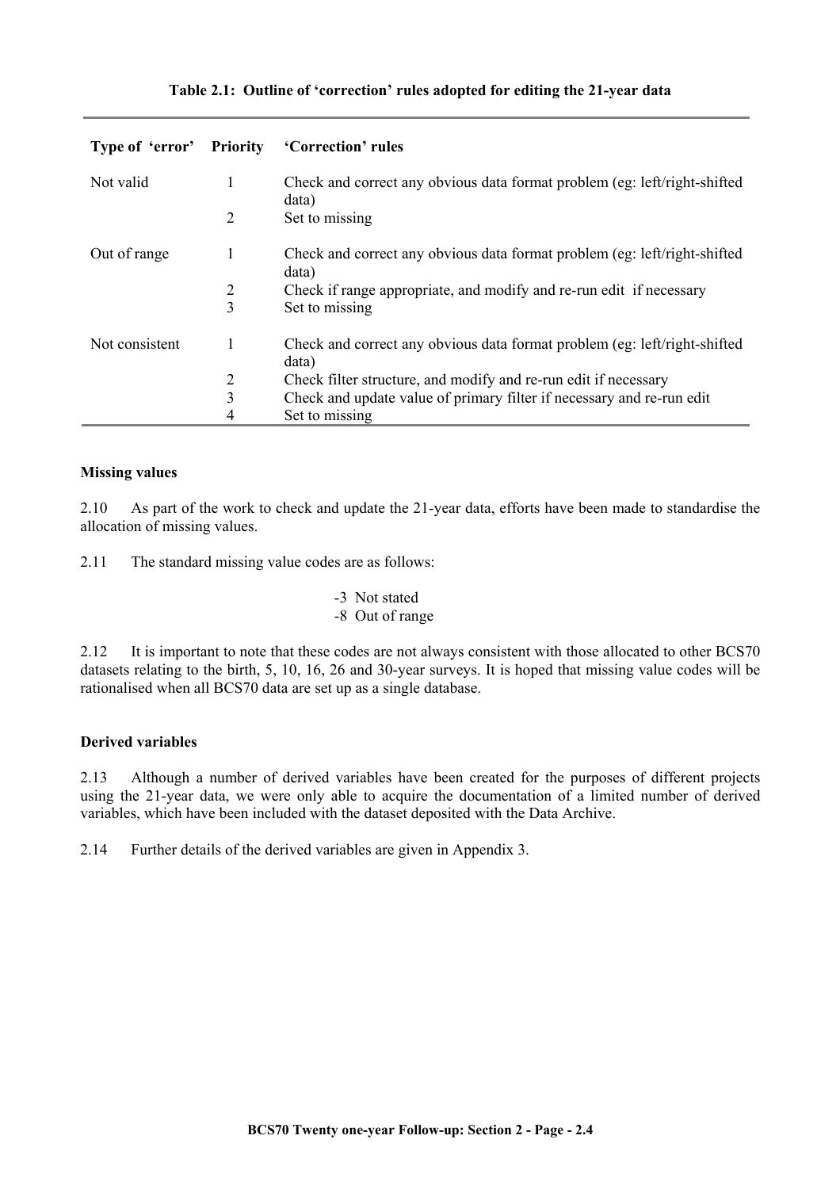**Table 2.1: Outline of 'correction' rules adopted for editing the 21-year data**

| Type of 'error' | Priority | 'Correction' rules |
|---|---|---|
| Not valid | 1 | Check and correct any obvious data format problem (eg: left/right-shifted data) |
| | 2 | Set to missing |
| Out of range | 1 | Check and correct any obvious data format problem (eg: left/right-shifted data) |
| | 2 | Check if range appropriate, and modify and re-run edit if necessary |
| | 3 | Set to missing |
| Not consistent | 1 | Check and correct any obvious data format problem (eg: left/right-shifted data) |
| | 2 | Check filter structure, and modify and re-run edit if necessary |
| | 3 | Check and update value of primary filter if necessary and re-run edit |
| | 4 | Set to missing |

### Missing values

2.10 As part of the work to check and update the 21-year data, efforts have been made to standardise the allocation of missing values.

2.11 The standard missing value codes are as follows:

-3 Not stated
-8 Out of range

2.12 It is important to note that these codes are not always consistent with those allocated to other BCS70 datasets relating to the birth, 5, 10, 16, 26 and 30-year surveys. It is hoped that missing value codes will be rationalised when all BCS70 data are set up as a single database.

### Derived variables

2.13 Although a number of derived variables have been created for the purposes of different projects using the 21-year data, we were only able to acquire the documentation of a limited number of derived variables, which have been included with the dataset deposited with the Data Archive.

2.14 Further details of the derived variables are given in Appendix 3.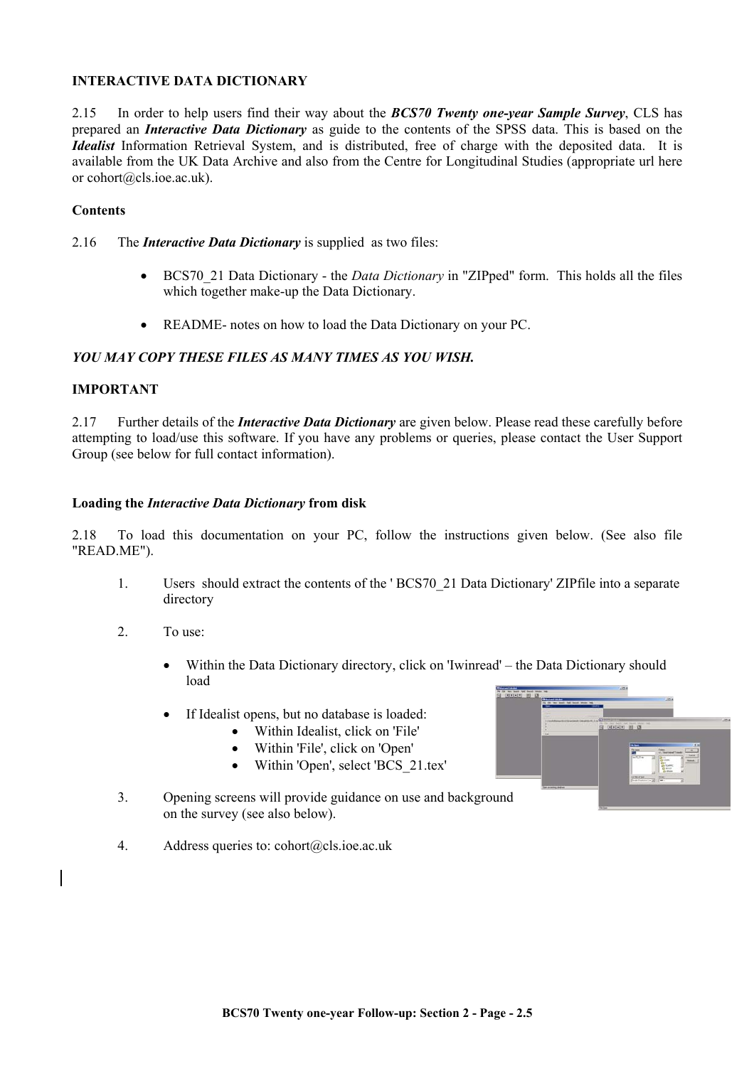**INTERACTIVE DATA DICTIONARY**

2.15 In order to help users find their way about the ***BCS70 Twenty one-year Sample Survey***, CLS has prepared an ***Interactive Data Dictionary*** as guide to the contents of the SPSS data. This is based on the ***Idealist*** Information Retrieval System, and is distributed, free of charge with the deposited data. It is available from the UK Data Archive and also from the Centre for Longitudinal Studies (appropriate url here or cohort@cls.ioe.ac.uk).

**Contents**

2.16 The ***Interactive Data Dictionary*** is supplied as two files:

- BCS70_21 Data Dictionary - the *Data Dictionary* in "ZIPped" form. This holds all the files which together make-up the Data Dictionary.

- README- notes on how to load the Data Dictionary on your PC.

***YOU MAY COPY THESE FILES AS MANY TIMES AS YOU WISH.***

**IMPORTANT**

2.17 Further details of the ***Interactive Data Dictionary*** are given below. Please read these carefully before attempting to load/use this software. If you have any problems or queries, please contact the User Support Group (see below for full contact information).

**Loading the *Interactive Data Dictionary* from disk**

2.18 To load this documentation on your PC, follow the instructions given below. (See also file "READ.ME").

1. Users should extract the contents of the ' BCS70_21 Data Dictionary' ZIPfile into a separate directory

2. To use:

   - Within the Data Dictionary directory, click on 'Iwinread' – the Data Dictionary should load

   - If Idealist opens, but no database is loaded:
     - Within Idealist, click on 'File'
     - Within 'File', click on 'Open'
     - Within 'Open', select 'BCS_21.tex'

3. Opening screens will provide guidance on use and background on the survey (see also below).

4. Address queries to: cohort@cls.ioe.ac.uk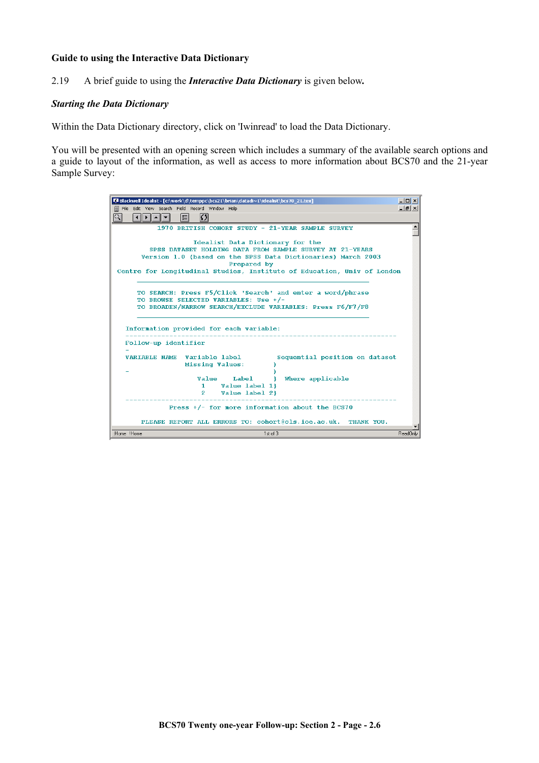**Guide to using the Interactive Data Dictionary**

2.19 A brief guide to using the ***Interactive Data Dictionary*** is given below**.**

***Starting the Data Dictionary***

Within the Data Dictionary directory, click on 'Iwinread' to load the Data Dictionary.

You will be presented with an opening screen which includes a summary of the available search options and a guide to layout of the information, as well as access to more information about BCS70 and the 21-year Sample Survey:

```
Blackwell Idealist - [c:\work\d\temppc\bcs21\brian\datadi~1\idealist\bcs70_21.tex]
File  Edit  View  Search  Field  Record  Window  Help

              1970 BRITISH COHORT STUDY - 21-YEAR SAMPLE SURVEY

                       Idealist Data Dictionary for the
                 SPSS DATASET HOLDING DATA FROM SAMPLE SURVEY AT 21-YEARS
              Version 1.0 (based on the SPSS Data Dictionaries) March 2003
                                   Prepared by
  Centre for Longitudinal Studies, Institute of Education, Univ of London
       ______________________________________________________________

       TO SEARCH: Press F5/Click 'Search' and enter a word/phrase
       TO BROWSE SELECTED VARIABLES: Use +/-
       TO BROADEN/NARROW SEARCH/EXCLUDE VARIABLES: Press F6/F7/F8
       ______________________________________________________________

    Information provided for each variable:
    ---------------------------------------------------------------------
    Follow-up identifier
    -
    VARIABLE NAME  Variable label         Sequential position on dataset
                   Missing Values:       }
    -                                    }
                      Value    Label     }  Where applicable
                       1     Value label 1}
                       2     Value label 2}
    ---------------------------------------------------------------------
               Press +/- for more information about the BCS70

         PLEASE REPORT ALL ERRORS TO: cohort@cls.ioe.ac.uk.  THANK YOU.

Home  !Home                        1st of 3                        ReadOnly
```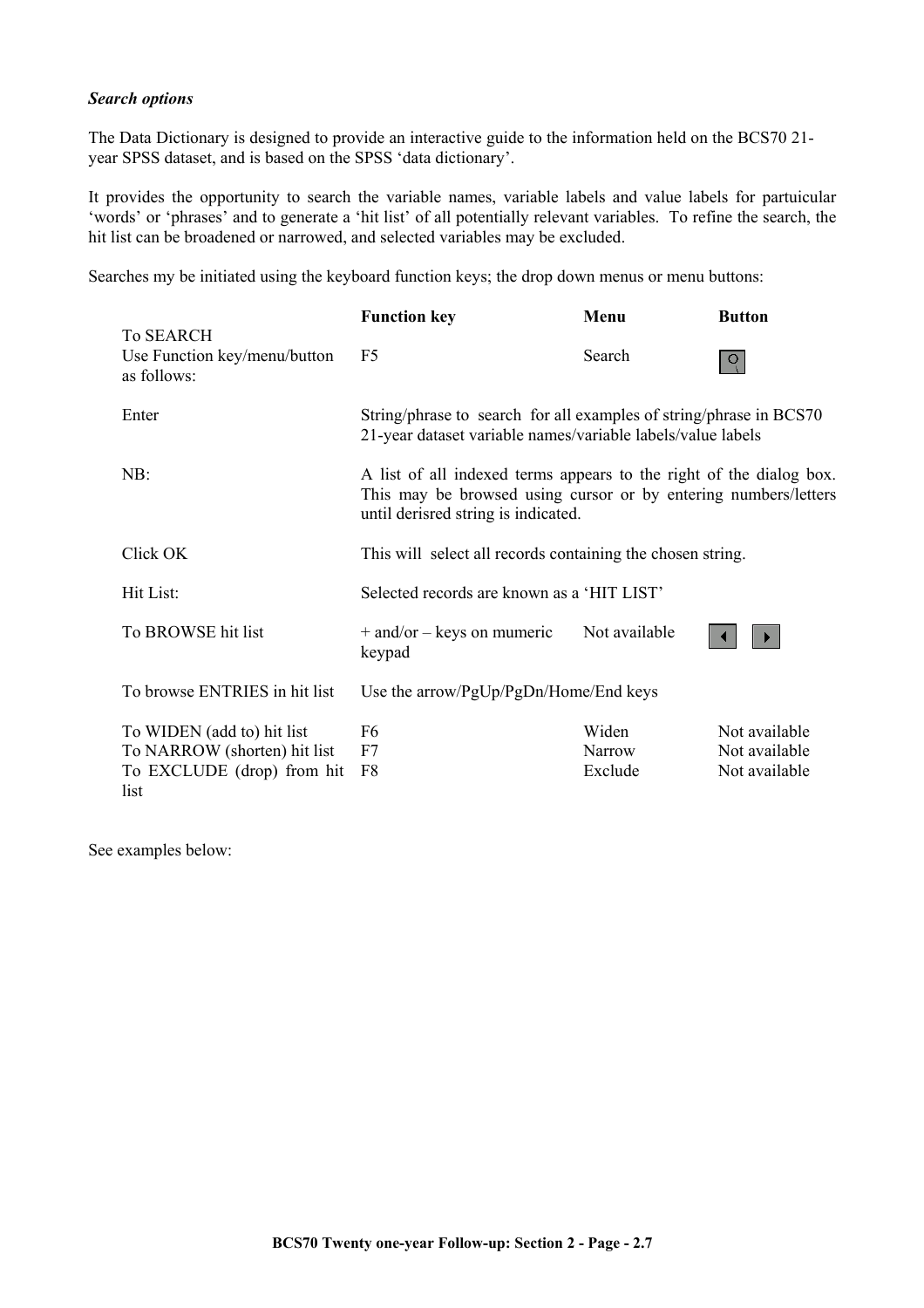***Search options***

The Data Dictionary is designed to provide an interactive guide to the information held on the BCS70 21-year SPSS dataset, and is based on the SPSS 'data dictionary'.

It provides the opportunity to search the variable names, variable labels and value labels for partuicular 'words' or 'phrases' and to generate a 'hit list' of all potentially relevant variables. To refine the search, the hit list can be broadened or narrowed, and selected variables may be excluded.

Searches my be initiated using the keyboard function keys; the drop down menus or menu buttons:

| | **Function key** | **Menu** | **Button** |
|---|---|---|---|
| To SEARCH<br>Use Function key/menu/button as follows: | F5 | Search | |
| Enter | String/phrase to search for all examples of string/phrase in BCS70 21-year dataset variable names/variable labels/value labels | | |
| NB: | A list of all indexed terms appears to the right of the dialog box. This may be browsed using cursor or by entering numbers/letters until derisred string is indicated. | | |
| Click OK | This will select all records containing the chosen string. | | |
| Hit List: | Selected records are known as a 'HIT LIST' | | |
| To BROWSE hit list | + and/or – keys on mumeric keypad | Not available | |
| To browse ENTRIES in hit list | Use the arrow/PgUp/PgDn/Home/End keys | | |
| To WIDEN (add to) hit list | F6 | Widen | Not available |
| To NARROW (shorten) hit list | F7 | Narrow | Not available |
| To EXCLUDE (drop) from hit list | F8 | Exclude | Not available |

See examples below: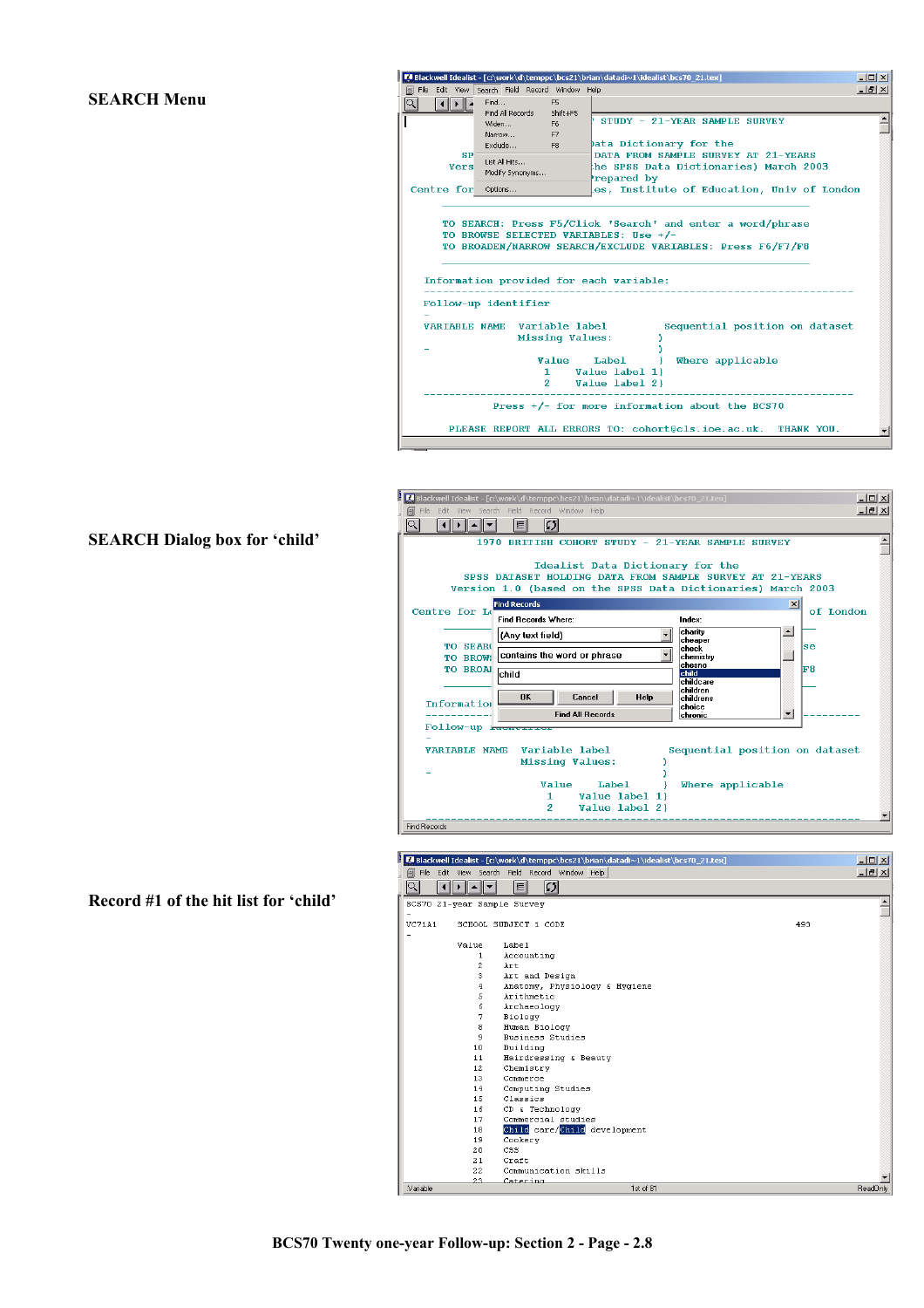**SEARCH Menu**

```
Blackwell Idealist - [c:\work\d\temppc\bcs21\brian\datadi~1\idealist\bcs70_21.tex]
File  Edit  View  Search  Field  Record  Window  Help

Find...              F5
Find All Records     Shift+F5
Widen...             F6
Narrow...            F7
Exclude...           F8
List All Hits...
Modify Synonyms...
Options...

                          STUDY - 21-YEAR SAMPLE SURVEY
                          Data Dictionary for the
      SP                  DATA FROM SAMPLE SURVEY AT 21-YEARS
      Vers                the SPSS Data Dictionaries) March 2003
                          Prepared by
Centre for                es, Institute of Education, Univ of London

     TO SEARCH: Press F5/Click 'Search' and enter a word/phrase
     TO BROWSE SELECTED VARIABLES: Use +/-
     TO BROADEN/NARROW SEARCH/EXCLUDE VARIABLES: Press F6/F7/F8

  Information provided for each variable:
  ------------------------------------------------------------
  Follow-up identifier
  -
  VARIABLE NAME  Variable label          Sequential position on dataset
                 Missing Values:          )
                                          )
  -                                       )
                    Value    Label        }  Where applicable
                      1     Value label 1}
                      2     Value label 2}
  ------------------------------------------------------------
            Press +/- for more information about the BCS70

     PLEASE REPORT ALL ERRORS TO: cohort@cls.ioe.ac.uk.  THANK YOU.
```

**SEARCH Dialog box for 'child'**

```
Blackwell Idealist - [c:\work\d\temppc\bcs21\brian\datadi~1\idealist\bcs70_21.tex]
File  Edit  View  Search  Field  Record  Window  Help

          1970 BRITISH COHORT STUDY - 21-YEAR SAMPLE SURVEY

                 Idealist Data Dictionary for the
          SPSS DATASET HOLDING DATA FROM SAMPLE SURVEY AT 21-YEARS
         Version 1.0 (based on the SPSS Data Dictionaries) March 2003

Find Records
Find Records Where:                     Index:
[(Any text field)]                      charity
[contains the word or phrase]           cheaper
child                                   check
                                        chemistry
[OK]  [Cancel]  [Help]                  chesno
[Find All Records]                      child
                                        childcare
                                        children
                                        childrens
                                        choice
                                        chronic

  VARIABLE NAME  Variable label          Sequential position on dataset
                 Missing Values:          )
                                          )
  -                                       )
                    Value    Label        }  Where applicable
                      1     Value label 1}
                      2     Value label 2}

Find Records
```

**Record #1 of the hit list for 'child'**

```
Blackwell Idealist - [c:\work\d\temppc\bcs21\brian\datadi~1\idealist\bcs70_21.tex]
File  Edit  View  Search  Field  Record  Window  Help

BCS70 21-year Sample Survey
-
VC71A1    SCHOOL SUBJECT 1 CODE                                   493
-
        Value    Label
          1      Accounting
          2      Art
          3      Art and Design
          4      Anatomy, Physiology & Hygiene
          5      Arithmetic
          6      Archaeology
          7      Biology
          8      Human Biology
          9      Business Studies
         10      Building
         11      Hairdressing & Beauty
         12      Chemistry
         13      Commerce
         14      Computing Studies
         15      Classics
         16      CD & Technology
         17      Commercial studies
         18      Child care/Child development
         19      Cookery
         20      CSS
         21      Craft
         22      Communication skills
         23      Catering

Variable                     1st of 81                              ReadOnly
```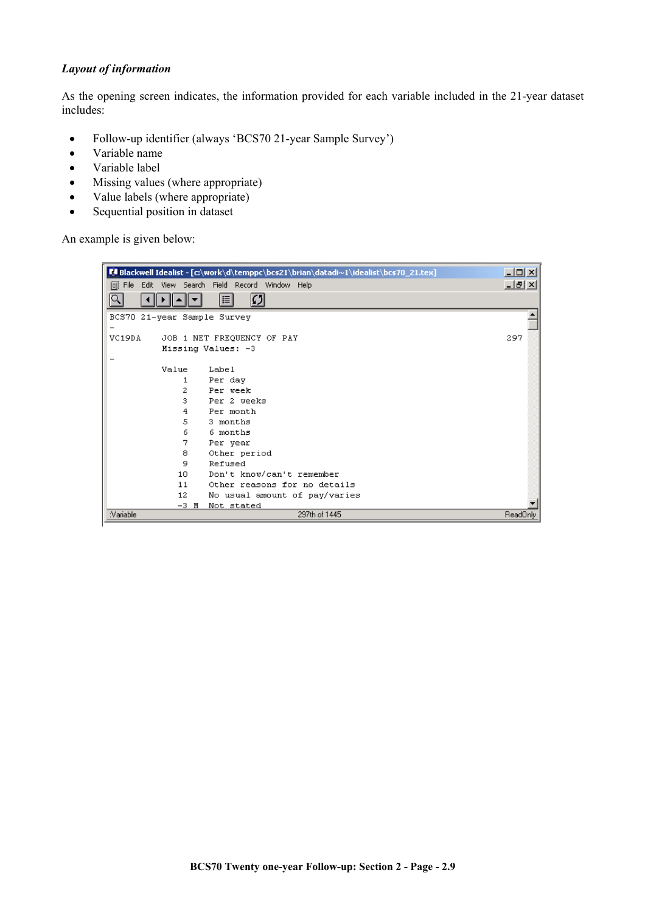***Layout of information***

As the opening screen indicates, the information provided for each variable included in the 21-year dataset includes:

- Follow-up identifier (always 'BCS70 21-year Sample Survey')
- Variable name
- Variable label
- Missing values (where appropriate)
- Value labels (where appropriate)
- Sequential position in dataset

An example is given below:

```
Blackwell Idealist - [c:\work\d\temppc\bcs21\brian\datadi~1\idealist\bcs70_21.tex]
File  Edit  View  Search  Field  Record  Window  Help

BCS70 21-year Sample Survey
-
VC19DA     JOB 1 NET FREQUENCY OF PAY                                    297
           Missing Values: -3
-
           Value    Label
               1    Per day
               2    Per week
               3    Per 2 weeks
               4    Per month
               5    3 months
               6    6 months
               7    Per year
               8    Other period
               9    Refused
              10    Don't know/can't remember
              11    Other reasons for no details
              12    No usual amount of pay/varies
              -3 M  Not stated
:Variable                    297th of 1445                          ReadOnly
```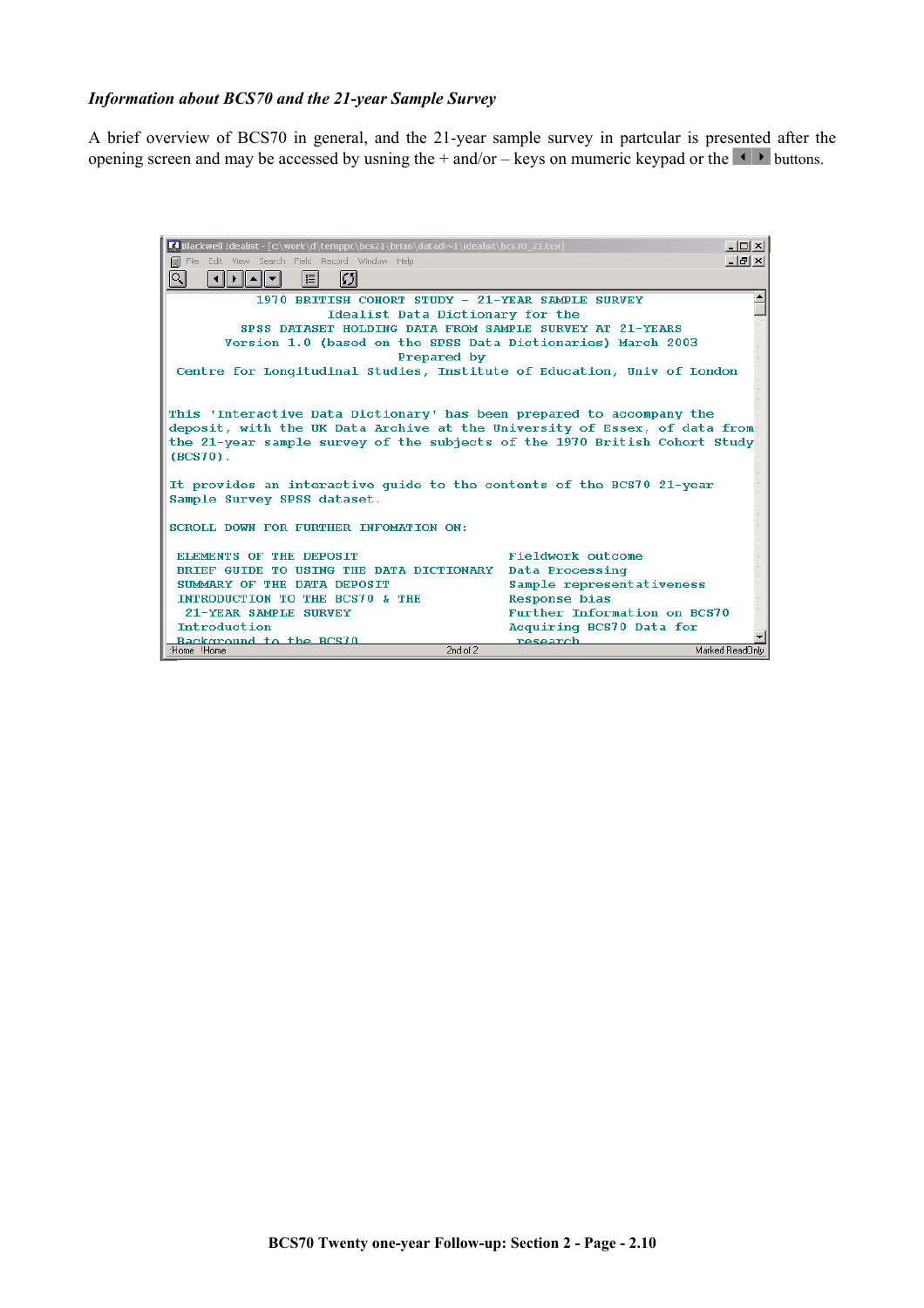*Information about BCS70 and the 21-year Sample Survey*

A brief overview of BCS70 in general, and the 21-year sample survey in partcular is presented after the opening screen and may be accessed by usning the + and/or – keys on mumeric keypad or the ◄ ► buttons.

```
Blackwell Idealist - [c:\work\d\temppc\bcs21\brian\datadi~1\idealist\bcs70_21.tex]
File  Edit  View  Search  Field  Record  Window  Help

              1970 BRITISH COHORT STUDY - 21-YEAR SAMPLE SURVEY
                     Idealist Data Dictionary for the
            SPSS DATASET HOLDING DATA FROM SAMPLE SURVEY AT 21-YEARS
          Version 1.0 (based on the SPSS Data Dictionaries) March 2003
                              Prepared by
 Centre for Longitudinal Studies, Institute of Education, Univ of London


This 'Interactive Data Dictionary' has been prepared to accompany the
deposit, with the UK Data Archive at the University of Essex, of data from
the 21-year sample survey of the subjects of the 1970 British Cohort Study
(BCS70).

It provides an interactive guide to the contents of the BCS70 21-year
Sample Survey SPSS dataset.

SCROLL DOWN FOR FURTHER INFOMATION ON:

 ELEMENTS OF THE DEPOSIT                  Fieldwork outcome
 BRIEF GUIDE TO USING THE DATA DICTIONARY Data Processing
 SUMMARY OF THE DATA DEPOSIT              Sample representativeness
 INTRODUCTION TO THE BCS70 & THE          Response bias
  21-YEAR SAMPLE SURVEY                   Further Information on BCS70
 Introduction                             Acquiring BCS70 Data for
 Background to the BCS70                   research
:Home  |Home                  2nd of 2                    Marked ReadOnly
```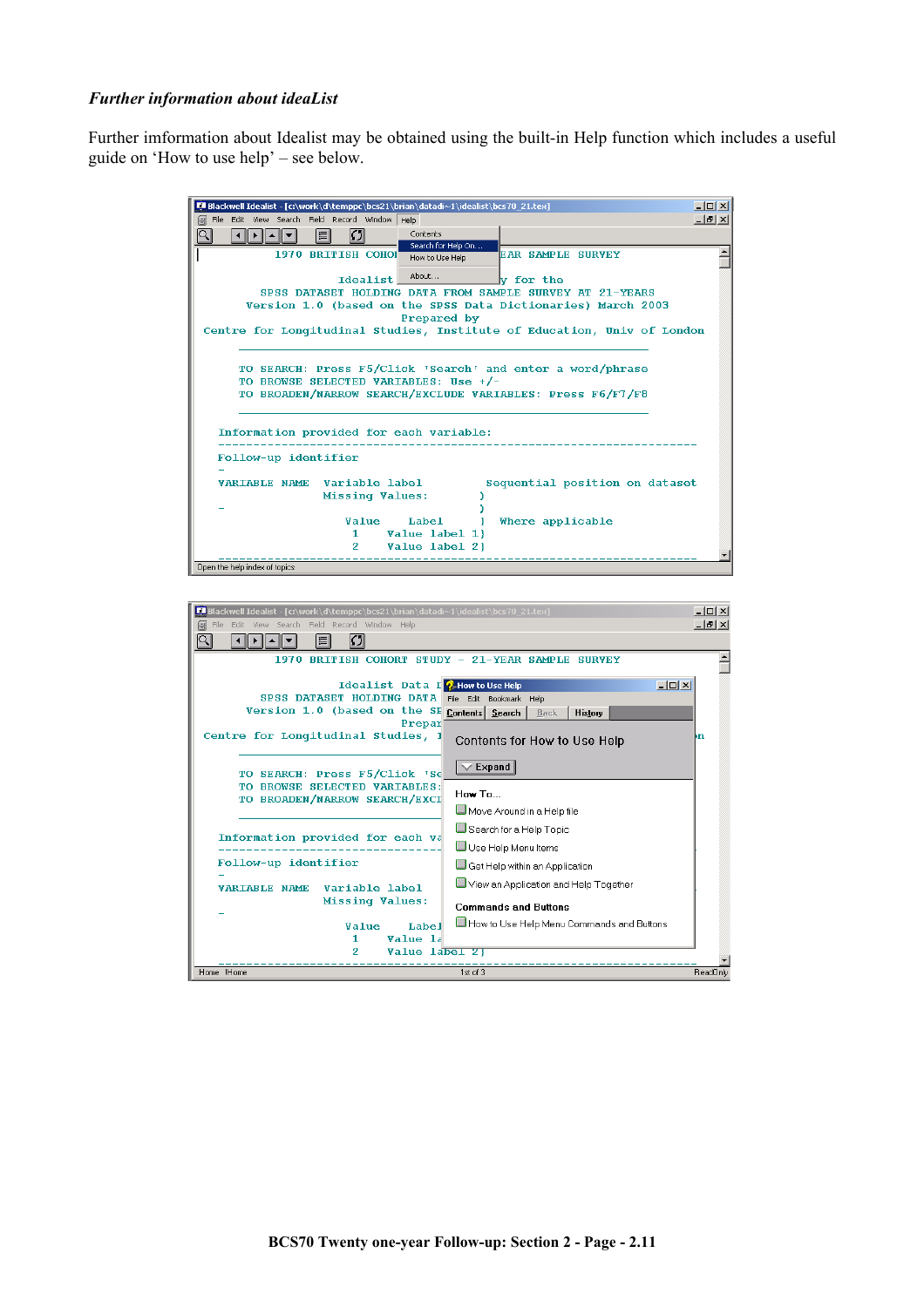*Further information about ideaList*

Further imformation about Idealist may be obtained using the built-in Help function which includes a useful guide on 'How to use help' – see below.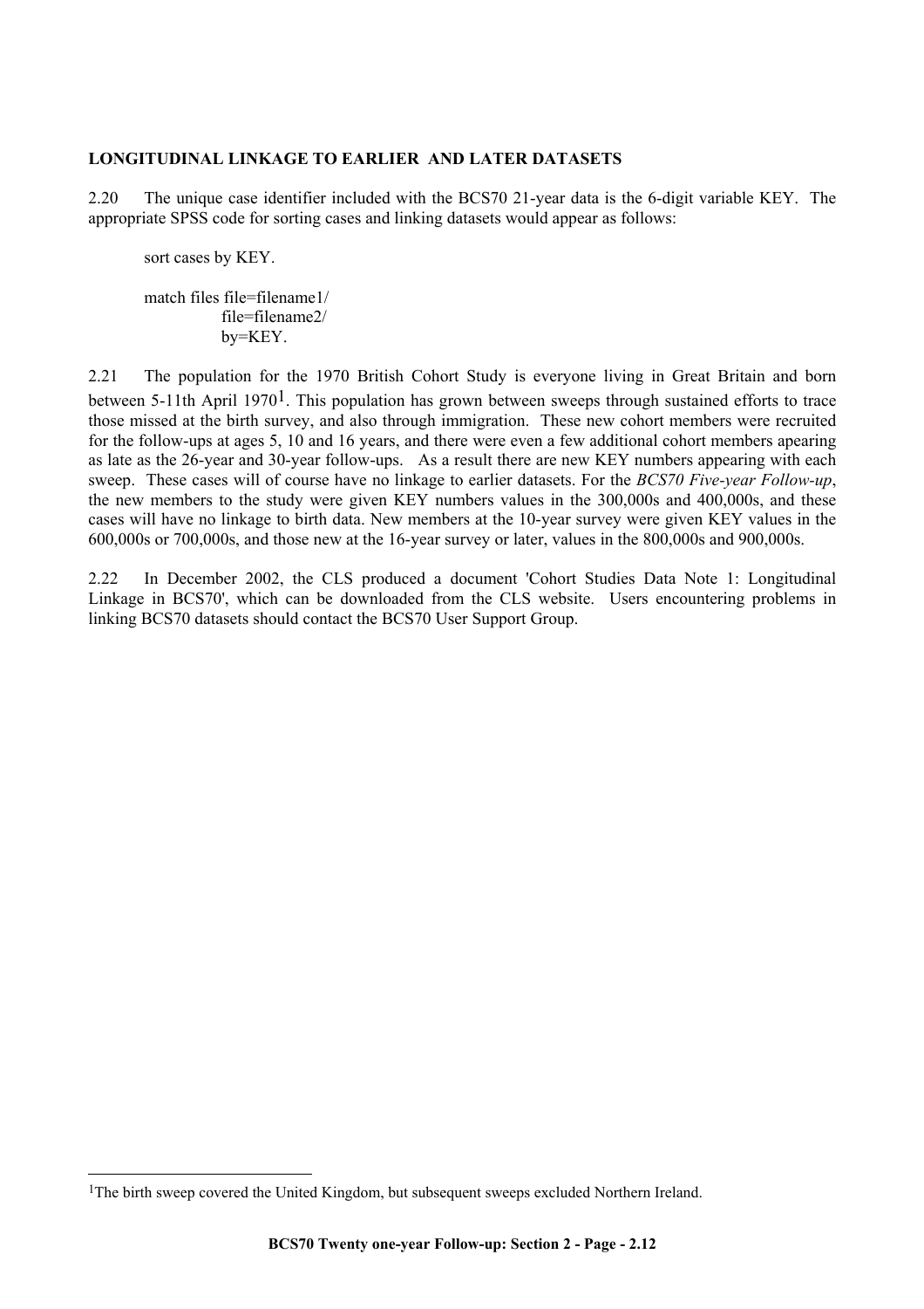**LONGITUDINAL LINKAGE TO EARLIER AND LATER DATASETS**

2.20 The unique case identifier included with the BCS70 21-year data is the 6-digit variable KEY. The appropriate SPSS code for sorting cases and linking datasets would appear as follows:

```
sort cases by KEY.

match files file=filename1/
            file=filename2/
            by=KEY.
```

2.21 The population for the 1970 British Cohort Study is everyone living in Great Britain and born between 5-11th April 1970[1]. This population has grown between sweeps through sustained efforts to trace those missed at the birth survey, and also through immigration. These new cohort members were recruited for the follow-ups at ages 5, 10 and 16 years, and there were even a few additional cohort members apearing as late as the 26-year and 30-year follow-ups. As a result there are new KEY numbers appearing with each sweep. These cases will of course have no linkage to earlier datasets. For the *BCS70 Five-year Follow-up*, the new members to the study were given KEY numbers values in the 300,000s and 400,000s, and these cases will have no linkage to birth data. New members at the 10-year survey were given KEY values in the 600,000s or 700,000s, and those new at the 16-year survey or later, values in the 800,000s and 900,000s.

2.22 In December 2002, the CLS produced a document 'Cohort Studies Data Note 1: Longitudinal Linkage in BCS70', which can be downloaded from the CLS website. Users encountering problems in linking BCS70 datasets should contact the BCS70 User Support Group.

---

[1]The birth sweep covered the United Kingdom, but subsequent sweeps excluded Northern Ireland.